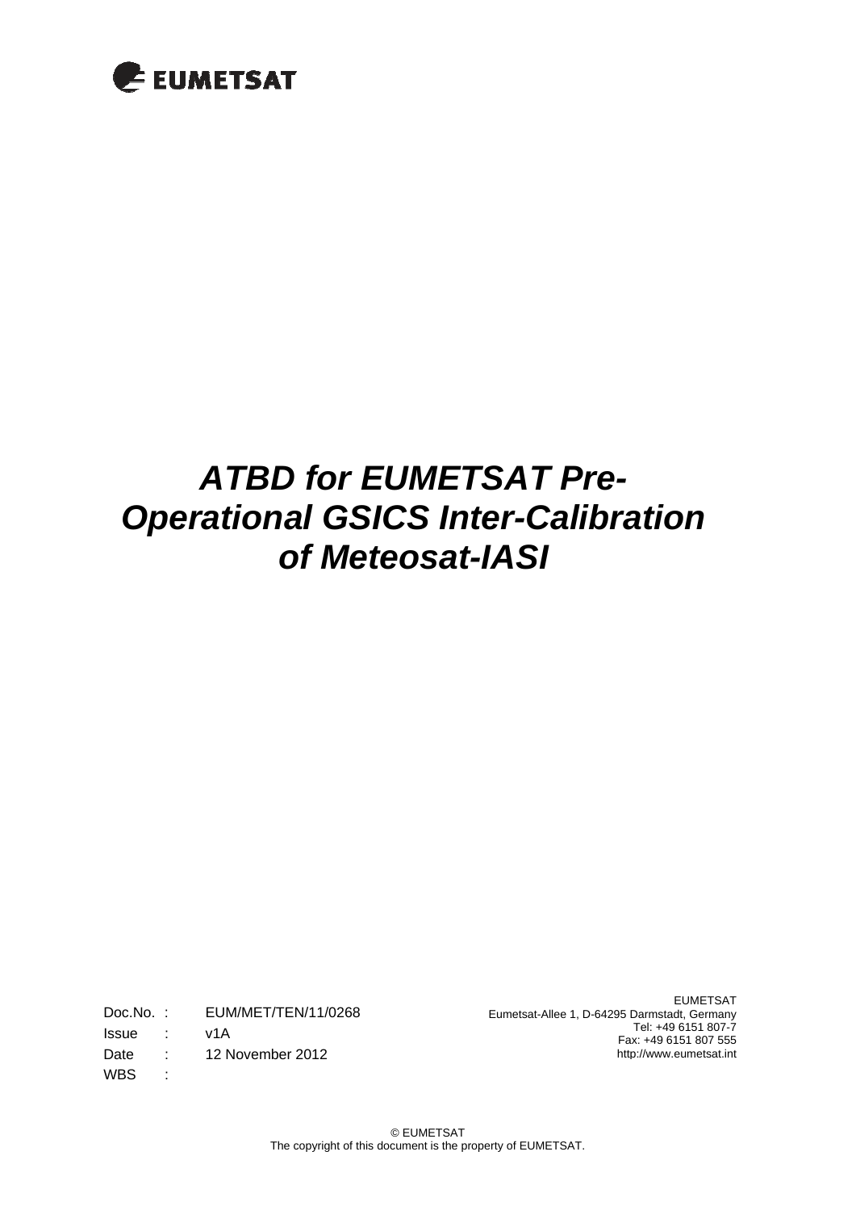EUMETSAT

# *ATBD for EUMETSAT Pre-Operational GSICS Inter-Calibration of Meteosat-IASI*

| | | |
|---|---|---|
| Doc.No. | : | EUM/MET/TEN/11/0268 |
| Issue | : | v1A |
| Date | : | 12 November 2012 |
| WBS | : | |

EUMETSAT
Eumetsat-Allee 1, D-64295 Darmstadt, Germany
Tel: +49 6151 807-7
Fax: +49 6151 807 555
http://www.eumetsat.int

© EUMETSAT
The copyright of this document is the property of EUMETSAT.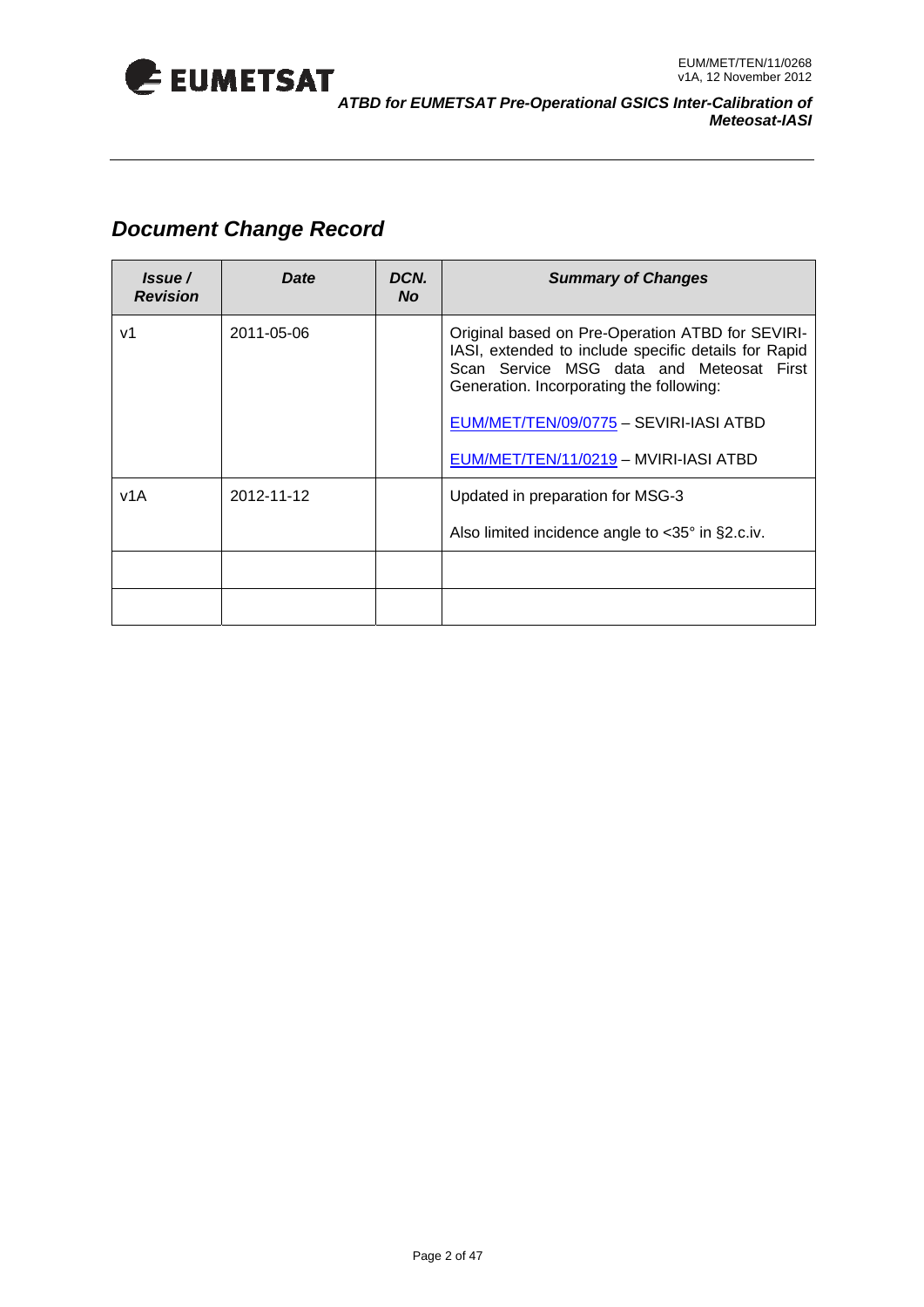## *Document Change Record*

| *Issue / Revision* | *Date* | *DCN. No* | *Summary of Changes* |
|---|---|---|---|
| v1 | 2011-05-06 | | Original based on Pre-Operation ATBD for SEVIRI-IASI, extended to include specific details for Rapid Scan Service MSG data and Meteosat First Generation. Incorporating the following:<br><br>EUM/MET/TEN/09/0775 – SEVIRI-IASI ATBD<br><br>EUM/MET/TEN/11/0219 – MVIRI-IASI ATBD |
| v1A | 2012-11-12 | | Updated in preparation for MSG-3<br><br>Also limited incidence angle to <35° in §2.c.iv. |
| | | | |
| | | | |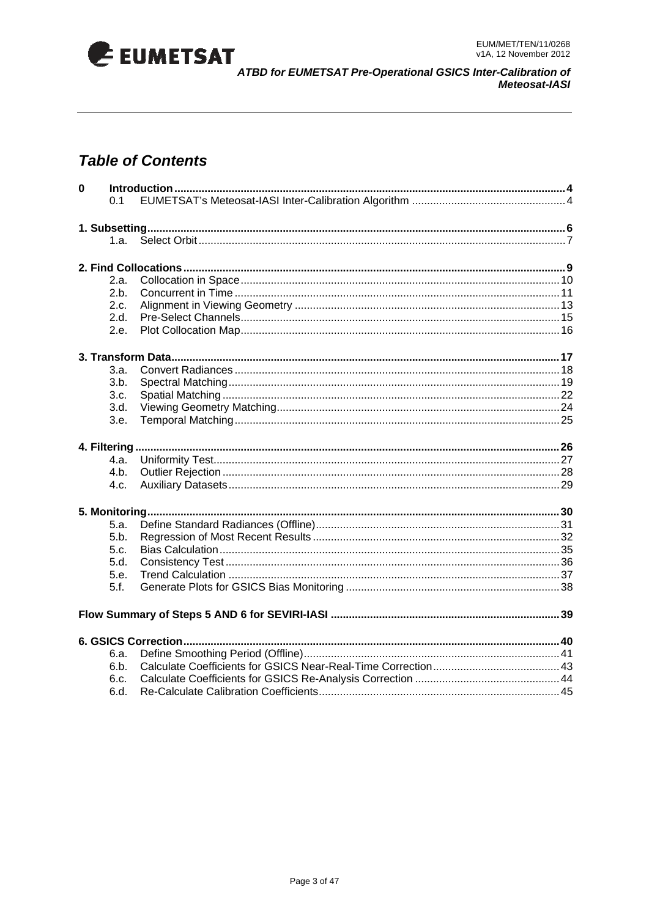## Table of Contents

| | | |
|---|---|---|
| **0** | **Introduction** | **4** |
| 0.1 | EUMETSAT's Meteosat-IASI Inter-Calibration Algorithm | 4 |
| **1. Subsetting** | | **6** |
| 1.a. | Select Orbit | 7 |
| **2. Find Collocations** | | **9** |
| 2.a. | Collocation in Space | 10 |
| 2.b. | Concurrent in Time | 11 |
| 2.c. | Alignment in Viewing Geometry | 13 |
| 2.d. | Pre-Select Channels | 15 |
| 2.e. | Plot Collocation Map | 16 |
| **3. Transform Data** | | **17** |
| 3.a. | Convert Radiances | 18 |
| 3.b. | Spectral Matching | 19 |
| 3.c. | Spatial Matching | 22 |
| 3.d. | Viewing Geometry Matching | 24 |
| 3.e. | Temporal Matching | 25 |
| **4. Filtering** | | **26** |
| 4.a. | Uniformity Test | 27 |
| 4.b. | Outlier Rejection | 28 |
| 4.c. | Auxiliary Datasets | 29 |
| **5. Monitoring** | | **30** |
| 5.a. | Define Standard Radiances (Offline) | 31 |
| 5.b. | Regression of Most Recent Results | 32 |
| 5.c. | Bias Calculation | 35 |
| 5.d. | Consistency Test | 36 |
| 5.e. | Trend Calculation | 37 |
| 5.f. | Generate Plots for GSICS Bias Monitoring | 38 |
| **Flow Summary of Steps 5 AND 6 for SEVIRI-IASI** | | **39** |
| **6. GSICS Correction** | | **40** |
| 6.a. | Define Smoothing Period (Offline) | 41 |
| 6.b. | Calculate Coefficients for GSICS Near-Real-Time Correction | 43 |
| 6.c. | Calculate Coefficients for GSICS Re-Analysis Correction | 44 |
| 6.d. | Re-Calculate Calibration Coefficients | 45 |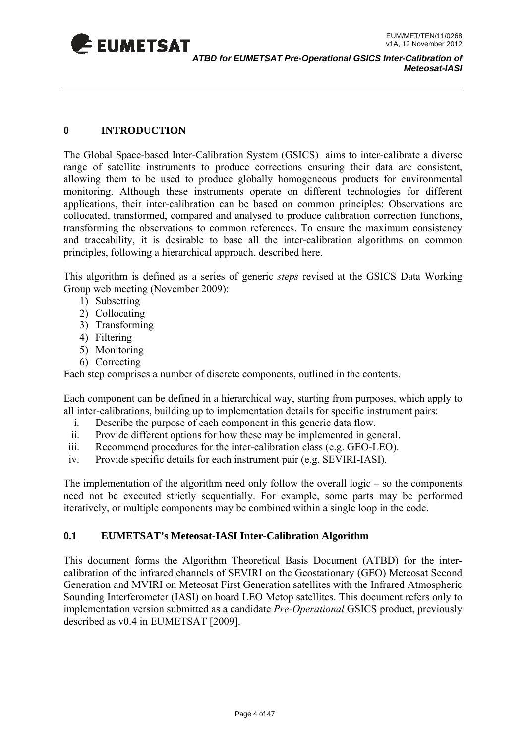# 0 INTRODUCTION

The Global Space-based Inter-Calibration System (GSICS) aims to inter-calibrate a diverse range of satellite instruments to produce corrections ensuring their data are consistent, allowing them to be used to produce globally homogeneous products for environmental monitoring. Although these instruments operate on different technologies for different applications, their inter-calibration can be based on common principles: Observations are collocated, transformed, compared and analysed to produce calibration correction functions, transforming the observations to common references. To ensure the maximum consistency and traceability, it is desirable to base all the inter-calibration algorithms on common principles, following a hierarchical approach, described here.

This algorithm is defined as a series of generic *steps* revised at the GSICS Data Working Group web meeting (November 2009):

1) Subsetting
2) Collocating
3) Transforming
4) Filtering
5) Monitoring
6) Correcting

Each step comprises a number of discrete components, outlined in the contents.

Each component can be defined in a hierarchical way, starting from purposes, which apply to all inter-calibrations, building up to implementation details for specific instrument pairs:

i. Describe the purpose of each component in this generic data flow.
ii. Provide different options for how these may be implemented in general.
iii. Recommend procedures for the inter-calibration class (e.g. GEO-LEO).
iv. Provide specific details for each instrument pair (e.g. SEVIRI-IASI).

The implementation of the algorithm need only follow the overall logic – so the components need not be executed strictly sequentially. For example, some parts may be performed iteratively, or multiple components may be combined within a single loop in the code.

## 0.1 EUMETSAT's Meteosat-IASI Inter-Calibration Algorithm

This document forms the Algorithm Theoretical Basis Document (ATBD) for the inter-calibration of the infrared channels of SEVIRI on the Geostationary (GEO) Meteosat Second Generation and MVIRI on Meteosat First Generation satellites with the Infrared Atmospheric Sounding Interferometer (IASI) on board LEO Metop satellites. This document refers only to implementation version submitted as a candidate *Pre-Operational* GSICS product, previously described as v0.4 in EUMETSAT [2009].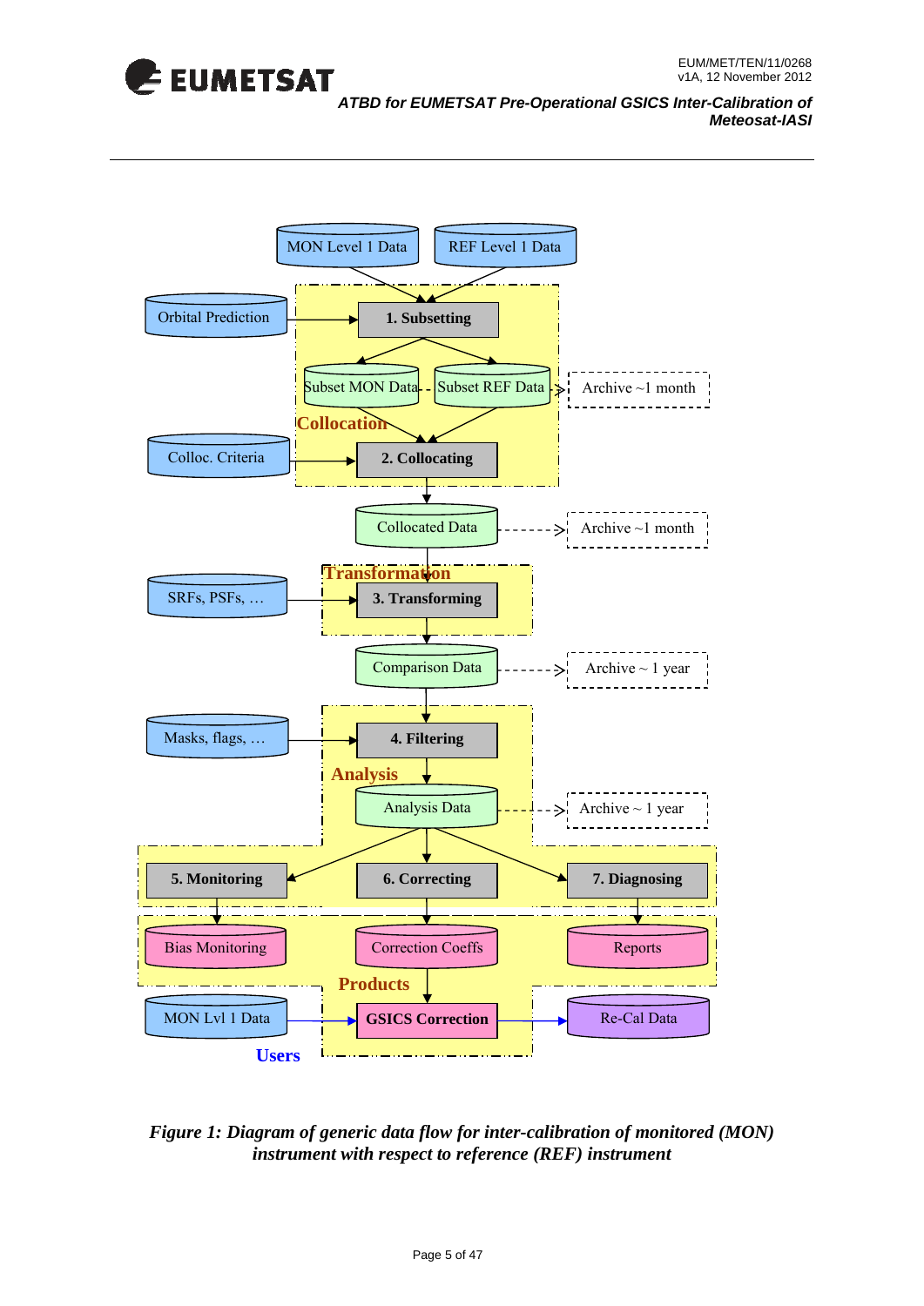*Figure 1: Diagram of generic data flow for inter-calibration of monitored (MON) instrument with respect to reference (REF) instrument*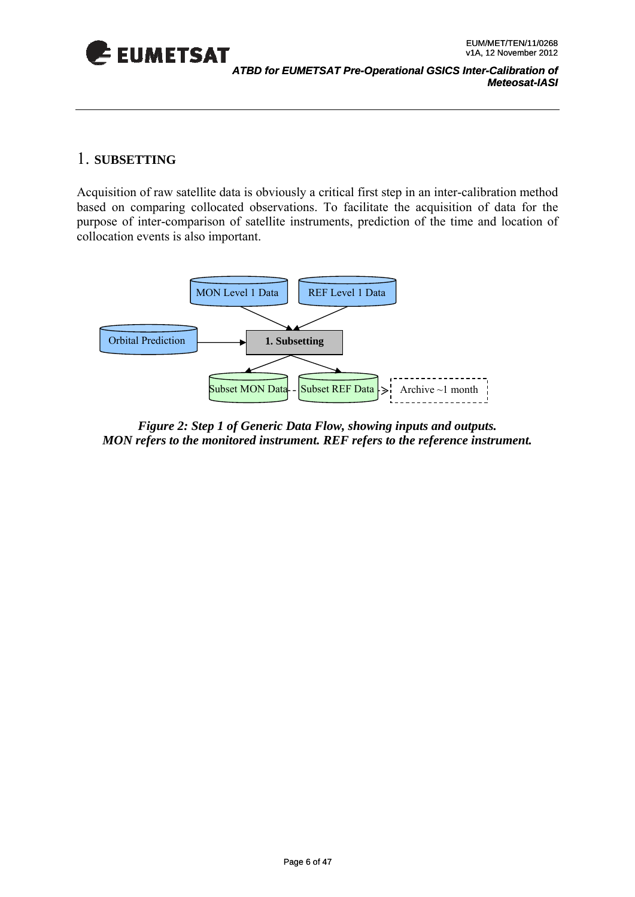# 1. SUBSETTING

Acquisition of raw satellite data is obviously a critical first step in an inter-calibration method based on comparing collocated observations. To facilitate the acquisition of data for the purpose of inter-comparison of satellite instruments, prediction of the time and location of collocation events is also important.

*Figure 2: Step 1 of Generic Data Flow, showing inputs and outputs.*
*MON refers to the monitored instrument. REF refers to the reference instrument.*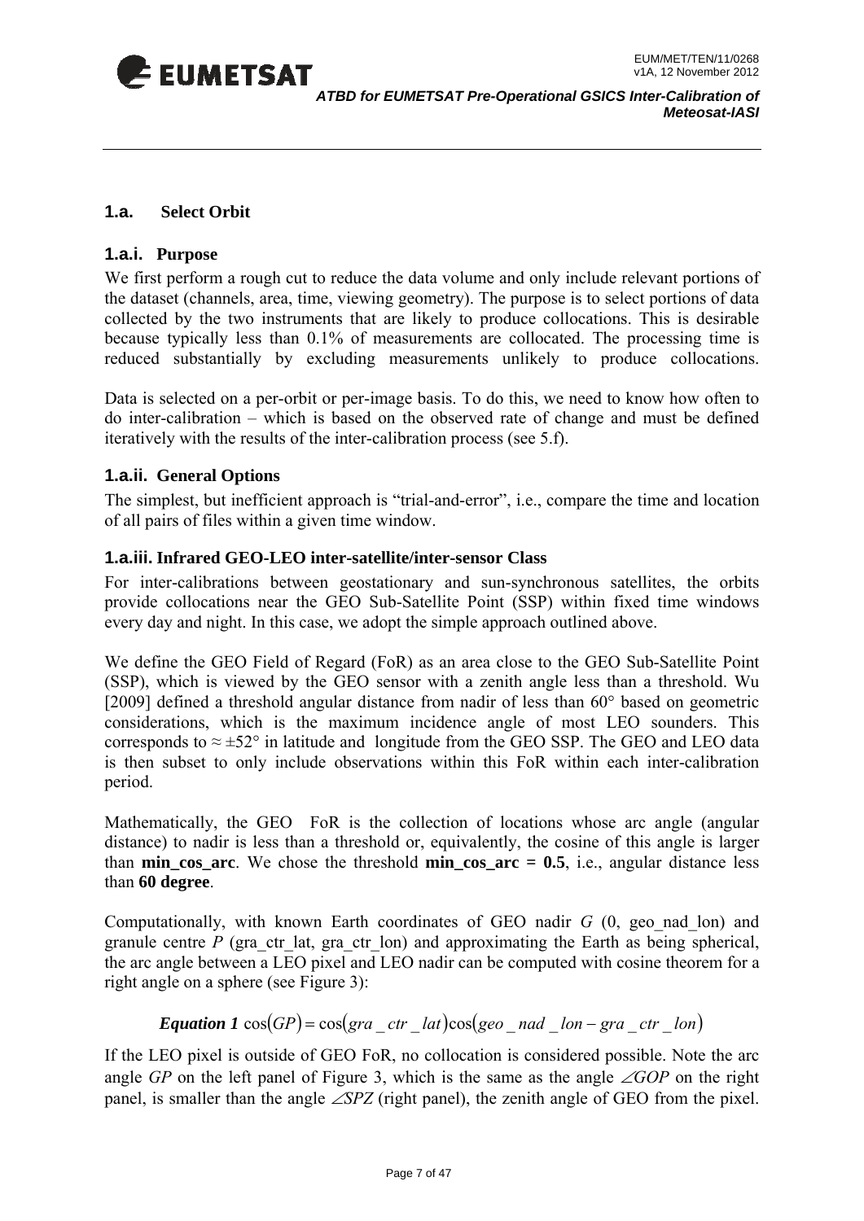## 1.a. Select Orbit

### 1.a.i. Purpose

We first perform a rough cut to reduce the data volume and only include relevant portions of the dataset (channels, area, time, viewing geometry). The purpose is to select portions of data collected by the two instruments that are likely to produce collocations. This is desirable because typically less than 0.1% of measurements are collocated. The processing time is reduced substantially by excluding measurements unlikely to produce collocations.

Data is selected on a per-orbit or per-image basis. To do this, we need to know how often to do inter-calibration – which is based on the observed rate of change and must be defined iteratively with the results of the inter-calibration process (see 5.f).

### 1.a.ii. General Options

The simplest, but inefficient approach is "trial-and-error", i.e., compare the time and location of all pairs of files within a given time window.

### 1.a.iii. Infrared GEO-LEO inter-satellite/inter-sensor Class

For inter-calibrations between geostationary and sun-synchronous satellites, the orbits provide collocations near the GEO Sub-Satellite Point (SSP) within fixed time windows every day and night. In this case, we adopt the simple approach outlined above.

We define the GEO Field of Regard (FoR) as an area close to the GEO Sub-Satellite Point (SSP), which is viewed by the GEO sensor with a zenith angle less than a threshold. Wu [2009] defined a threshold angular distance from nadir of less than 60° based on geometric considerations, which is the maximum incidence angle of most LEO sounders. This corresponds to ≈ ±52° in latitude and longitude from the GEO SSP. The GEO and LEO data is then subset to only include observations within this FoR within each inter-calibration period.

Mathematically, the GEO FoR is the collection of locations whose arc angle (angular distance) to nadir is less than a threshold or, equivalently, the cosine of this angle is larger than **min_cos_arc**. We chose the threshold **min_cos_arc = 0.5**, i.e., angular distance less than **60 degree**.

Computationally, with known Earth coordinates of GEO nadir *G* (0, geo_nad_lon) and granule centre *P* (gra_ctr_lat, gra_ctr_lon) and approximating the Earth as being spherical, the arc angle between a LEO pixel and LEO nadir can be computed with cosine theorem for a right angle on a sphere (see Figure 3):

$$\textbf{Equation 1} \quad \cos(GP) = \cos(gra\_ctr\_lat)\cos(geo\_nad\_lon - gra\_ctr\_lon)$$

If the LEO pixel is outside of GEO FoR, no collocation is considered possible. Note the arc angle *GP* on the left panel of Figure 3, which is the same as the angle $\angle GOP$ on the right panel, is smaller than the angle $\angle SPZ$ (right panel), the zenith angle of GEO from the pixel.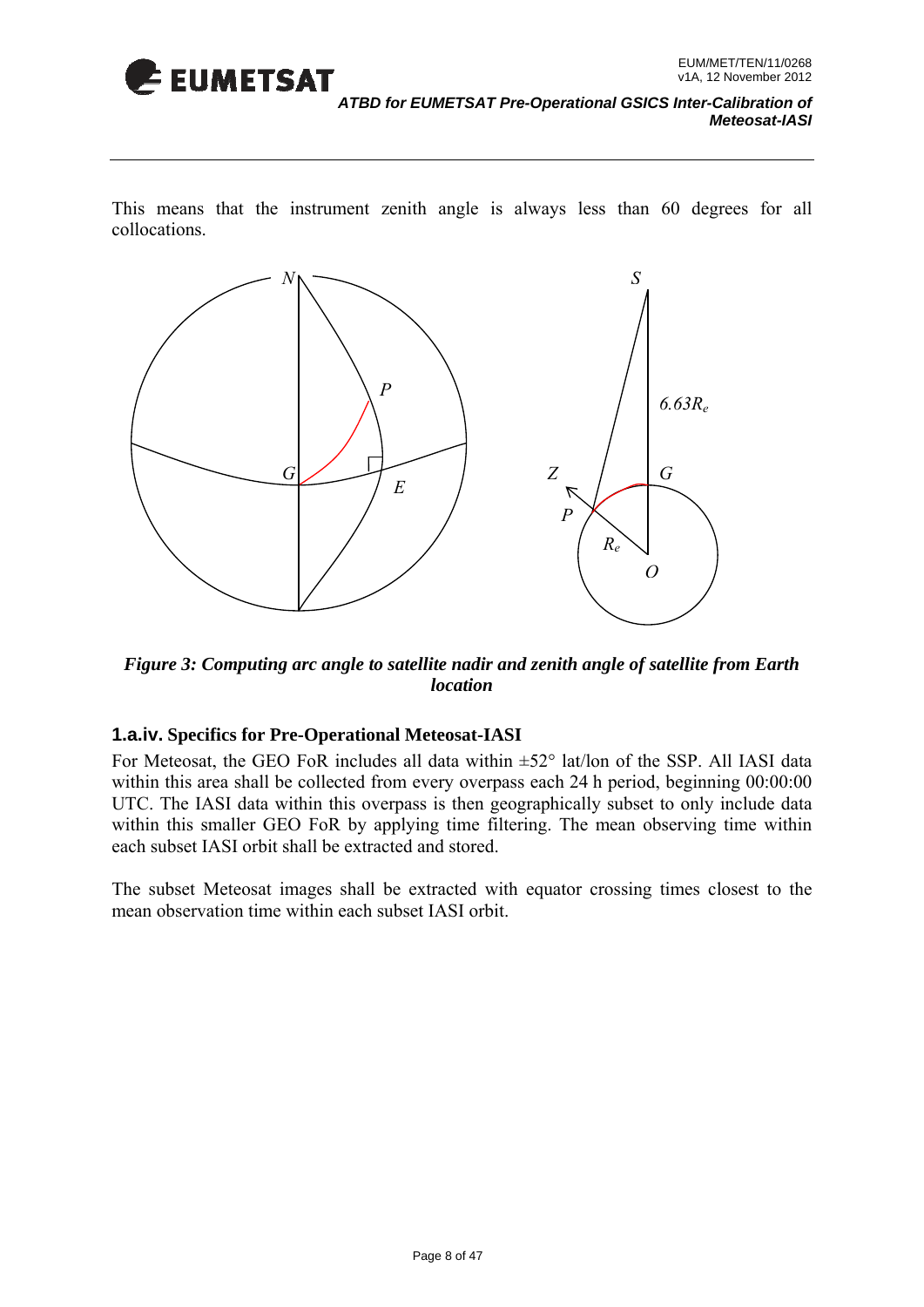This means that the instrument zenith angle is always less than 60 degrees for all collocations.

*Figure 3: Computing arc angle to satellite nadir and zenith angle of satellite from Earth location*

#### 1.a.iv. Specifics for Pre-Operational Meteosat-IASI

For Meteosat, the GEO FoR includes all data within ±52° lat/lon of the SSP. All IASI data within this area shall be collected from every overpass each 24 h period, beginning 00:00:00 UTC. The IASI data within this overpass is then geographically subset to only include data within this smaller GEO FoR by applying time filtering. The mean observing time within each subset IASI orbit shall be extracted and stored.

The subset Meteosat images shall be extracted with equator crossing times closest to the mean observation time within each subset IASI orbit.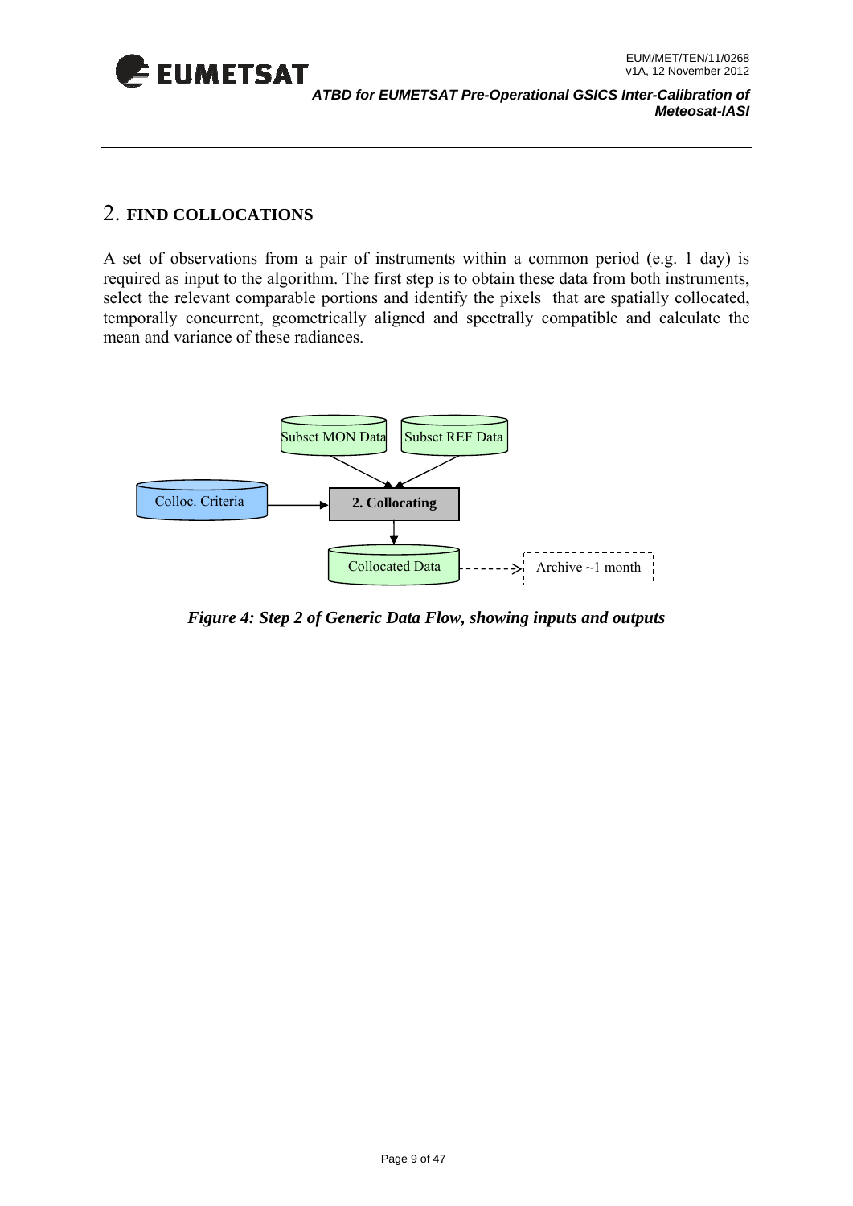## 2. FIND COLLOCATIONS

A set of observations from a pair of instruments within a common period (e.g. 1 day) is required as input to the algorithm. The first step is to obtain these data from both instruments, select the relevant comparable portions and identify the pixels that are spatially collocated, temporally concurrent, geometrically aligned and spectrally compatible and calculate the mean and variance of these radiances.

Subset MON Data

Subset REF Data

Colloc. Criteria

2. Collocating

Collocated Data

Archive ~1 month

*Figure 4: Step 2 of Generic Data Flow, showing inputs and outputs*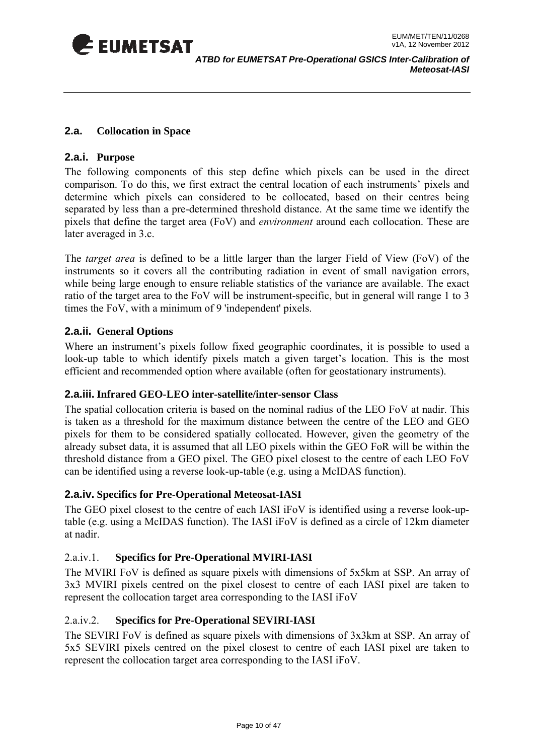## 2.a. Collocation in Space

### 2.a.i. Purpose

The following components of this step define which pixels can be used in the direct comparison. To do this, we first extract the central location of each instruments' pixels and determine which pixels can considered to be collocated, based on their centres being separated by less than a pre-determined threshold distance. At the same time we identify the pixels that define the target area (FoV) and *environment* around each collocation. These are later averaged in 3.c.

The *target area* is defined to be a little larger than the larger Field of View (FoV) of the instruments so it covers all the contributing radiation in event of small navigation errors, while being large enough to ensure reliable statistics of the variance are available. The exact ratio of the target area to the FoV will be instrument-specific, but in general will range 1 to 3 times the FoV, with a minimum of 9 'independent' pixels.

### 2.a.ii. General Options

Where an instrument's pixels follow fixed geographic coordinates, it is possible to used a look-up table to which identify pixels match a given target's location. This is the most efficient and recommended option where available (often for geostationary instruments).

### 2.a.iii. Infrared GEO-LEO inter-satellite/inter-sensor Class

The spatial collocation criteria is based on the nominal radius of the LEO FoV at nadir. This is taken as a threshold for the maximum distance between the centre of the LEO and GEO pixels for them to be considered spatially collocated. However, given the geometry of the already subset data, it is assumed that all LEO pixels within the GEO FoR will be within the threshold distance from a GEO pixel. The GEO pixel closest to the centre of each LEO FoV can be identified using a reverse look-up-table (e.g. using a McIDAS function).

### 2.a.iv. Specifics for Pre-Operational Meteosat-IASI

The GEO pixel closest to the centre of each IASI iFoV is identified using a reverse look-up-table (e.g. using a McIDAS function). The IASI iFoV is defined as a circle of 12km diameter at nadir.

#### 2.a.iv.1. Specifics for Pre-Operational MVIRI-IASI

The MVIRI FoV is defined as square pixels with dimensions of 5x5km at SSP. An array of 3x3 MVIRI pixels centred on the pixel closest to centre of each IASI pixel are taken to represent the collocation target area corresponding to the IASI iFoV

#### 2.a.iv.2. Specifics for Pre-Operational SEVIRI-IASI

The SEVIRI FoV is defined as square pixels with dimensions of 3x3km at SSP. An array of 5x5 SEVIRI pixels centred on the pixel closest to centre of each IASI pixel are taken to represent the collocation target area corresponding to the IASI iFoV.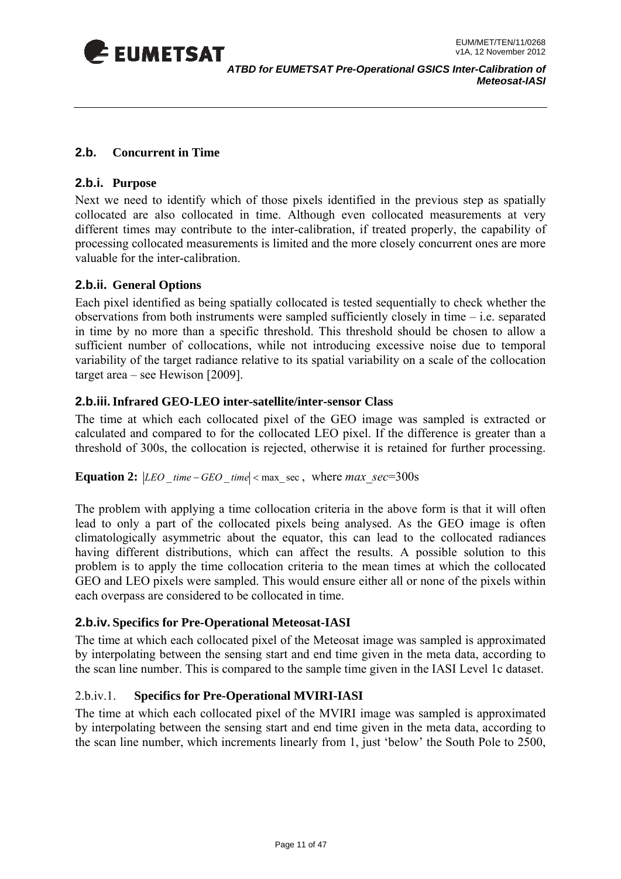## 2.b. Concurrent in Time

### 2.b.i. Purpose

Next we need to identify which of those pixels identified in the previous step as spatially collocated are also collocated in time. Although even collocated measurements at very different times may contribute to the inter-calibration, if treated properly, the capability of processing collocated measurements is limited and the more closely concurrent ones are more valuable for the inter-calibration.

### 2.b.ii. General Options

Each pixel identified as being spatially collocated is tested sequentially to check whether the observations from both instruments were sampled sufficiently closely in time – i.e. separated in time by no more than a specific threshold. This threshold should be chosen to allow a sufficient number of collocations, while not introducing excessive noise due to temporal variability of the target radiance relative to its spatial variability on a scale of the collocation target area – see Hewison [2009].

### 2.b.iii. Infrared GEO-LEO inter-satellite/inter-sensor Class

The time at which each collocated pixel of the GEO image was sampled is extracted or calculated and compared to for the collocated LEO pixel. If the difference is greater than a threshold of 300s, the collocation is rejected, otherwise it is retained for further processing.

**Equation 2:** $|LEO\_time - GEO\_time| < \max\_\sec$ , where $max\_sec$=300s

The problem with applying a time collocation criteria in the above form is that it will often lead to only a part of the collocated pixels being analysed. As the GEO image is often climatologically asymmetric about the equator, this can lead to the collocated radiances having different distributions, which can affect the results. A possible solution to this problem is to apply the time collocation criteria to the mean times at which the collocated GEO and LEO pixels were sampled. This would ensure either all or none of the pixels within each overpass are considered to be collocated in time.

### 2.b.iv. Specifics for Pre-Operational Meteosat-IASI

The time at which each collocated pixel of the Meteosat image was sampled is approximated by interpolating between the sensing start and end time given in the meta data, according to the scan line number. This is compared to the sample time given in the IASI Level 1c dataset.

#### 2.b.iv.1. Specifics for Pre-Operational MVIRI-IASI

The time at which each collocated pixel of the MVIRI image was sampled is approximated by interpolating between the sensing start and end time given in the meta data, according to the scan line number, which increments linearly from 1, just 'below' the South Pole to 2500,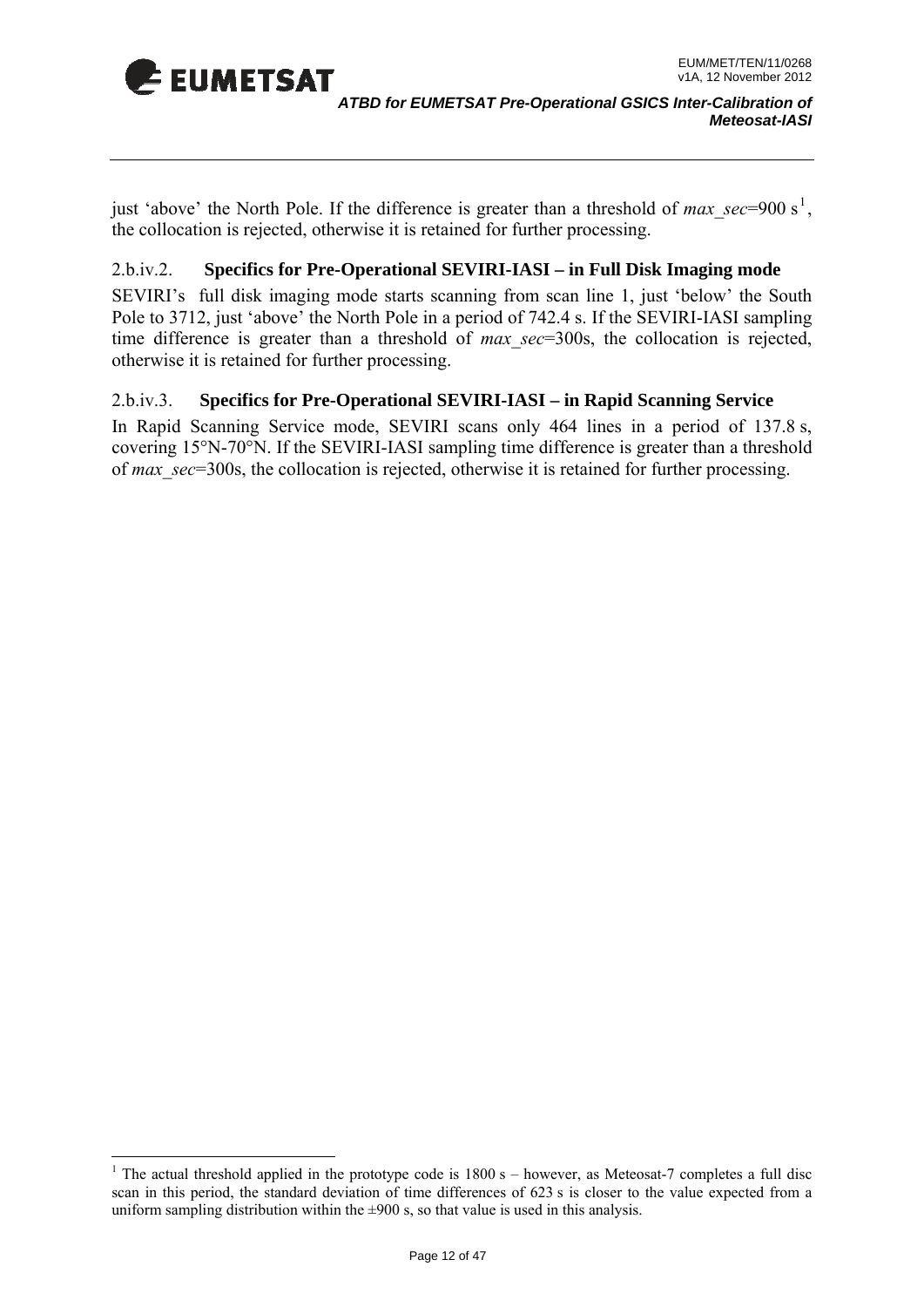just 'above' the North Pole. If the difference is greater than a threshold of *max_sec*=900 s[1], the collocation is rejected, otherwise it is retained for further processing.

### 2.b.iv.2. Specifics for Pre-Operational SEVIRI-IASI – in Full Disk Imaging mode

SEVIRI's full disk imaging mode starts scanning from scan line 1, just 'below' the South Pole to 3712, just 'above' the North Pole in a period of 742.4 s. If the SEVIRI-IASI sampling time difference is greater than a threshold of *max_sec*=300s, the collocation is rejected, otherwise it is retained for further processing.

### 2.b.iv.3. Specifics for Pre-Operational SEVIRI-IASI – in Rapid Scanning Service

In Rapid Scanning Service mode, SEVIRI scans only 464 lines in a period of 137.8 s, covering 15°N-70°N. If the SEVIRI-IASI sampling time difference is greater than a threshold of *max_sec*=300s, the collocation is rejected, otherwise it is retained for further processing.

---

[1] The actual threshold applied in the prototype code is 1800 s – however, as Meteosat-7 completes a full disc scan in this period, the standard deviation of time differences of 623 s is closer to the value expected from a uniform sampling distribution within the ±900 s, so that value is used in this analysis.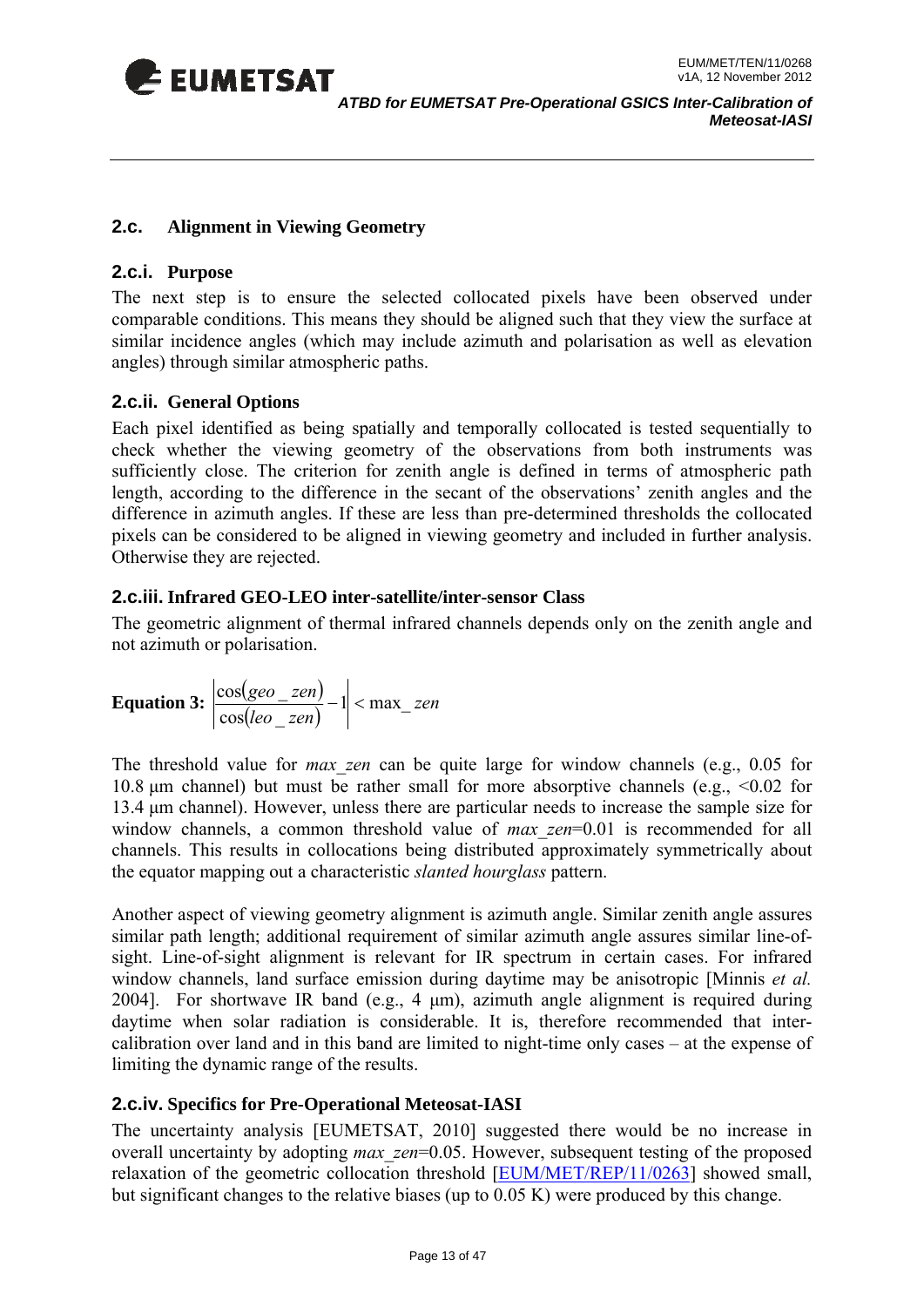## 2.c. Alignment in Viewing Geometry

### 2.c.i. Purpose

The next step is to ensure the selected collocated pixels have been observed under comparable conditions. This means they should be aligned such that they view the surface at similar incidence angles (which may include azimuth and polarisation as well as elevation angles) through similar atmospheric paths.

### 2.c.ii. General Options

Each pixel identified as being spatially and temporally collocated is tested sequentially to check whether the viewing geometry of the observations from both instruments was sufficiently close. The criterion for zenith angle is defined in terms of atmospheric path length, according to the difference in the secant of the observations' zenith angles and the difference in azimuth angles. If these are less than pre-determined thresholds the collocated pixels can be considered to be aligned in viewing geometry and included in further analysis. Otherwise they are rejected.

### 2.c.iii. Infrared GEO-LEO inter-satellite/inter-sensor Class

The geometric alignment of thermal infrared channels depends only on the zenith angle and not azimuth or polarisation.

**Equation 3:**
$$\left| \frac{\cos(geo\_zen)}{\cos(leo\_zen)} - 1 \right| < \max\_zen$$

The threshold value for *max_zen* can be quite large for window channels (e.g., 0.05 for 10.8 μm channel) but must be rather small for more absorptive channels (e.g., <0.02 for 13.4 μm channel). However, unless there are particular needs to increase the sample size for window channels, a common threshold value of *max_zen*=0.01 is recommended for all channels. This results in collocations being distributed approximately symmetrically about the equator mapping out a characteristic *slanted hourglass* pattern.

Another aspect of viewing geometry alignment is azimuth angle. Similar zenith angle assures similar path length; additional requirement of similar azimuth angle assures similar line-of-sight. Line-of-sight alignment is relevant for IR spectrum in certain cases. For infrared window channels, land surface emission during daytime may be anisotropic [Minnis *et al.* 2004]. For shortwave IR band (e.g., 4 μm), azimuth angle alignment is required during daytime when solar radiation is considerable. It is, therefore recommended that inter-calibration over land and in this band are limited to night-time only cases – at the expense of limiting the dynamic range of the results.

### 2.c.iv. Specifics for Pre-Operational Meteosat-IASI

The uncertainty analysis [EUMETSAT, 2010] suggested there would be no increase in overall uncertainty by adopting *max_zen*=0.05. However, subsequent testing of the proposed relaxation of the geometric collocation threshold [EUM/MET/REP/11/0263] showed small, but significant changes to the relative biases (up to 0.05 K) were produced by this change.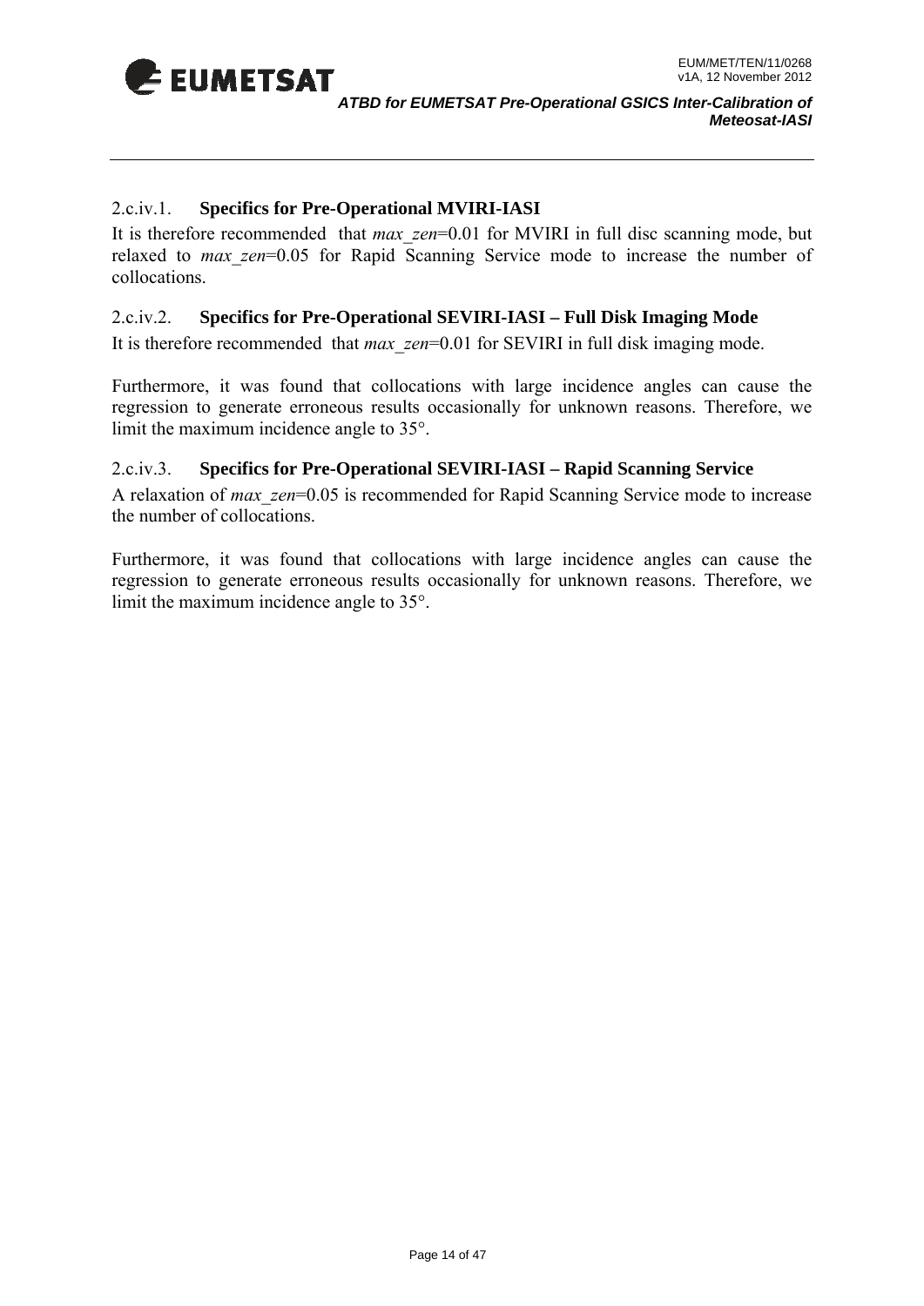#### 2.c.iv.1. Specifics for Pre-Operational MVIRI-IASI

It is therefore recommended that *max_zen*=0.01 for MVIRI in full disc scanning mode, but relaxed to *max_zen*=0.05 for Rapid Scanning Service mode to increase the number of collocations.

#### 2.c.iv.2. Specifics for Pre-Operational SEVIRI-IASI – Full Disk Imaging Mode

It is therefore recommended that *max_zen*=0.01 for SEVIRI in full disk imaging mode.

Furthermore, it was found that collocations with large incidence angles can cause the regression to generate erroneous results occasionally for unknown reasons. Therefore, we limit the maximum incidence angle to 35°.

#### 2.c.iv.3. Specifics for Pre-Operational SEVIRI-IASI – Rapid Scanning Service

A relaxation of *max_zen*=0.05 is recommended for Rapid Scanning Service mode to increase the number of collocations.

Furthermore, it was found that collocations with large incidence angles can cause the regression to generate erroneous results occasionally for unknown reasons. Therefore, we limit the maximum incidence angle to 35°.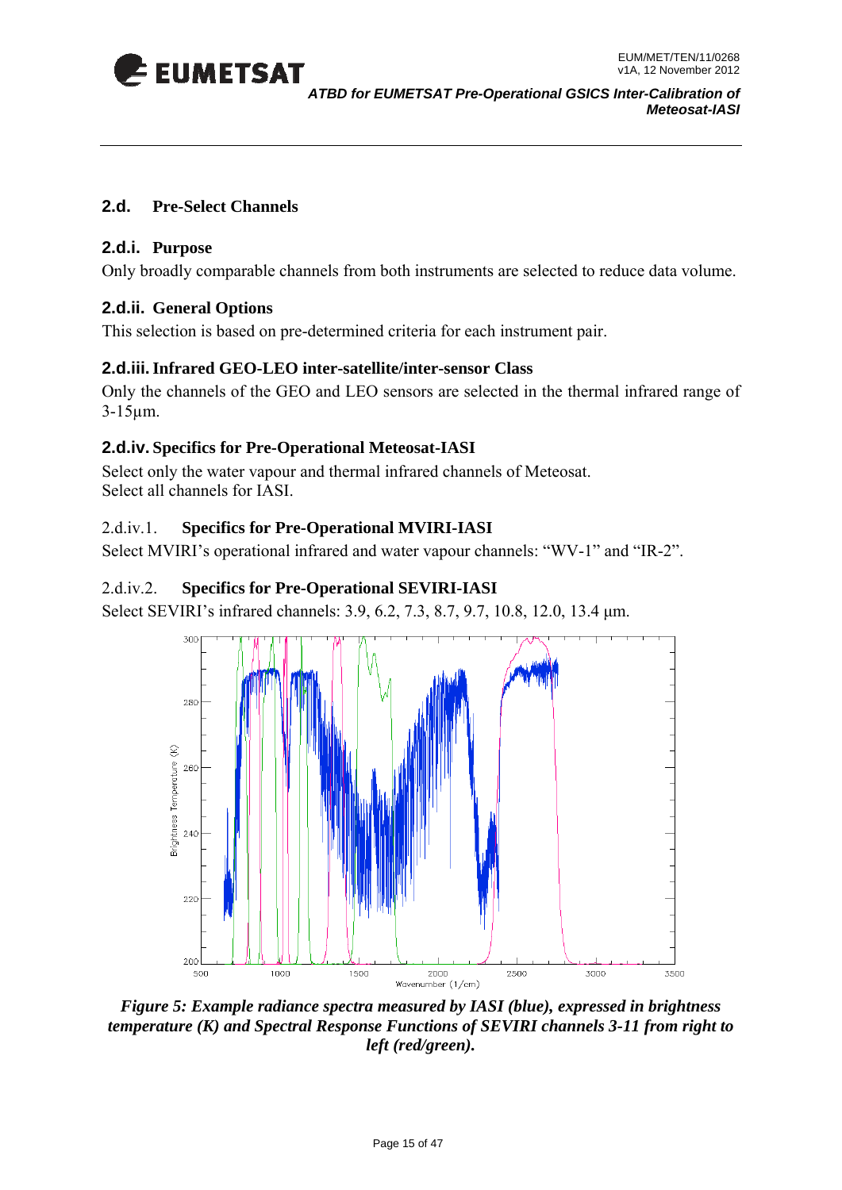## 2.d. Pre-Select Channels

### 2.d.i. Purpose

Only broadly comparable channels from both instruments are selected to reduce data volume.

### 2.d.ii. General Options

This selection is based on pre-determined criteria for each instrument pair.

### 2.d.iii. Infrared GEO-LEO inter-satellite/inter-sensor Class

Only the channels of the GEO and LEO sensors are selected in the thermal infrared range of 3-15μm.

### 2.d.iv. Specifics for Pre-Operational Meteosat-IASI

Select only the water vapour and thermal infrared channels of Meteosat.
Select all channels for IASI.

#### 2.d.iv.1. Specifics for Pre-Operational MVIRI-IASI

Select MVIRI's operational infrared and water vapour channels: "WV-1" and "IR-2".

#### 2.d.iv.2. Specifics for Pre-Operational SEVIRI-IASI

Select SEVIRI's infrared channels: 3.9, 6.2, 7.3, 8.7, 9.7, 10.8, 12.0, 13.4 μm.

***Figure 5: Example radiance spectra measured by IASI (blue), expressed in brightness temperature (K) and Spectral Response Functions of SEVIRI channels 3-11 from right to left (red/green).***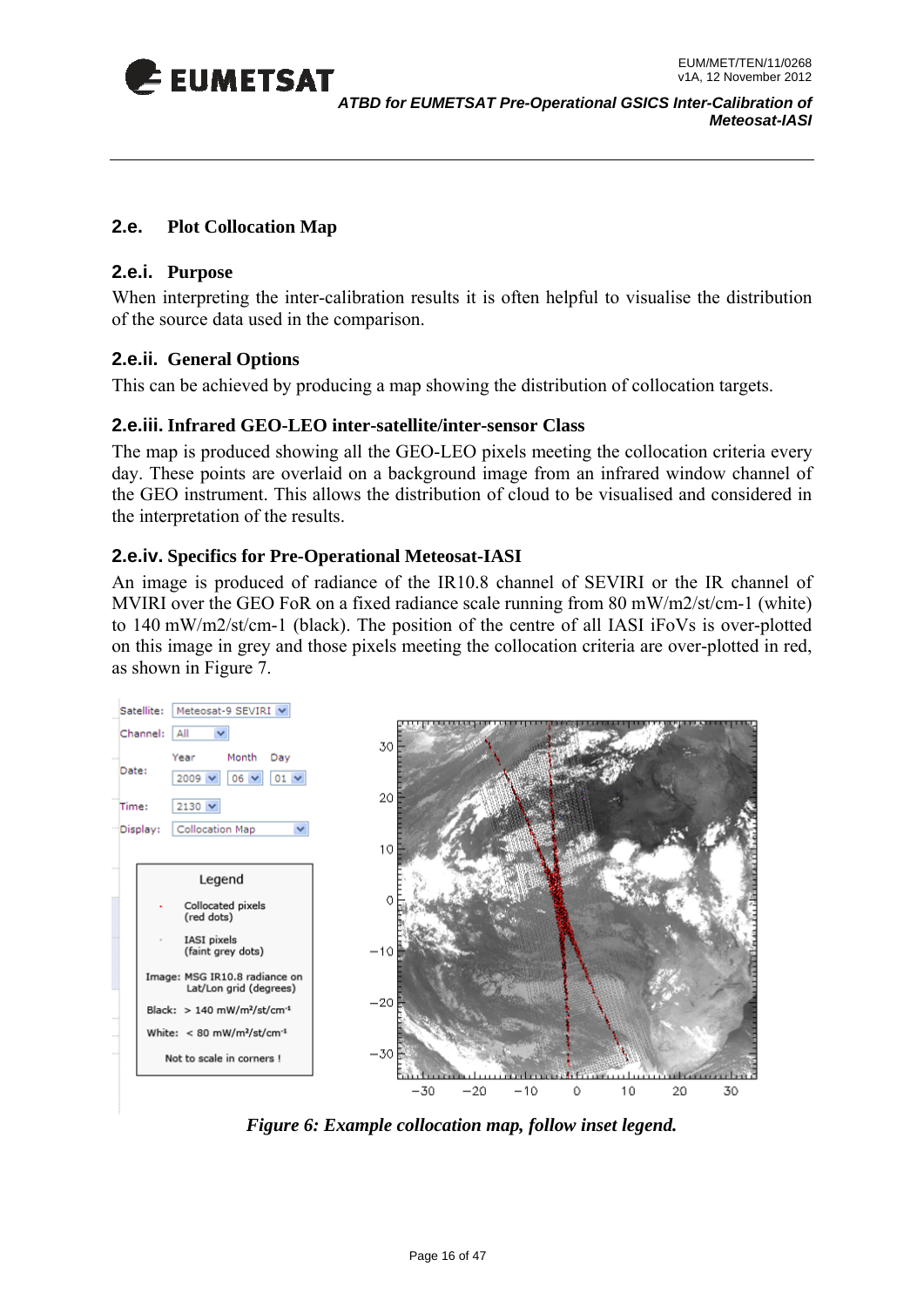## 2.e. Plot Collocation Map

### 2.e.i. Purpose

When interpreting the inter-calibration results it is often helpful to visualise the distribution of the source data used in the comparison.

### 2.e.ii. General Options

This can be achieved by producing a map showing the distribution of collocation targets.

### 2.e.iii. Infrared GEO-LEO inter-satellite/inter-sensor Class

The map is produced showing all the GEO-LEO pixels meeting the collocation criteria every day. These points are overlaid on a background image from an infrared window channel of the GEO instrument. This allows the distribution of cloud to be visualised and considered in the interpretation of the results.

### 2.e.iv. Specifics for Pre-Operational Meteosat-IASI

An image is produced of radiance of the IR10.8 channel of SEVIRI or the IR channel of MVIRI over the GEO FoR on a fixed radiance scale running from 80 mW/m2/st/cm-1 (white) to 140 mW/m2/st/cm-1 (black). The position of the centre of all IASI iFoVs is over-plotted on this image in grey and those pixels meeting the collocation criteria are over-plotted in red, as shown in Figure 7.

*Figure 6: Example collocation map, follow inset legend.*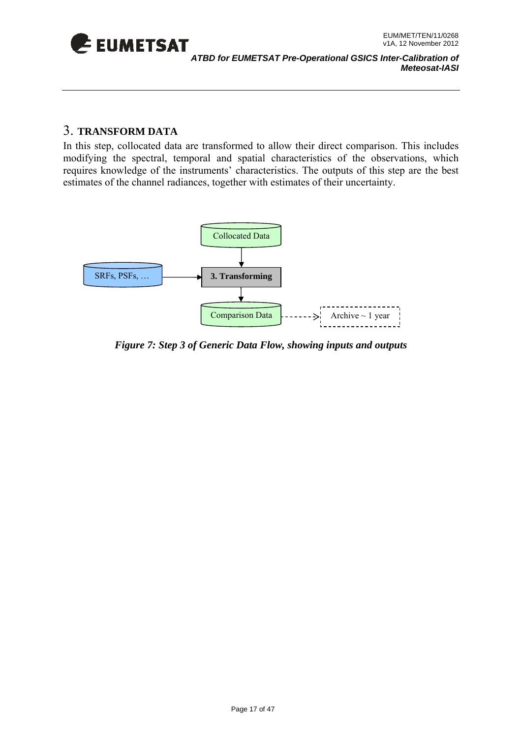# 3. TRANSFORM DATA

In this step, collocated data are transformed to allow their direct comparison. This includes modifying the spectral, temporal and spatial characteristics of the observations, which requires knowledge of the instruments' characteristics. The outputs of this step are the best estimates of the channel radiances, together with estimates of their uncertainty.

Collocated Data

SRFs, PSFs, …

**3. Transforming**

Comparison Data

Archive ~ 1 year

***Figure 7: Step 3 of Generic Data Flow, showing inputs and outputs***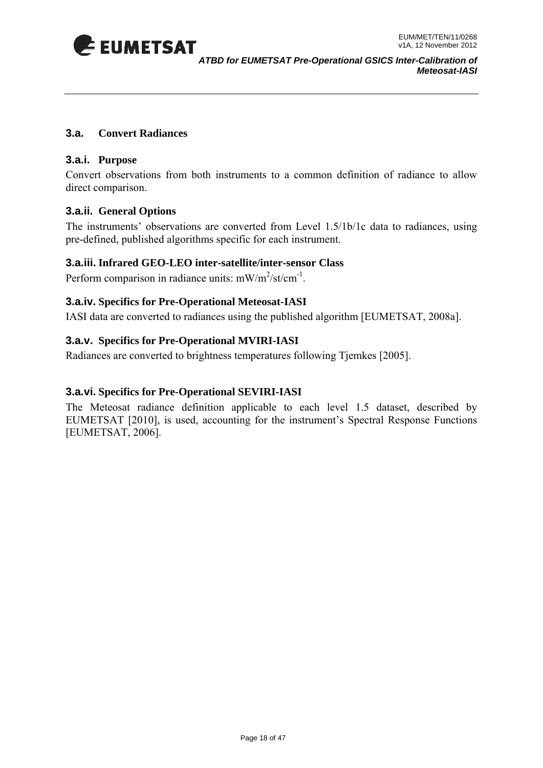## 3.a. Convert Radiances

### 3.a.i. Purpose

Convert observations from both instruments to a common definition of radiance to allow direct comparison.

### 3.a.ii. General Options

The instruments' observations are converted from Level 1.5/1b/1c data to radiances, using pre-defined, published algorithms specific for each instrument.

### 3.a.iii. Infrared GEO-LEO inter-satellite/inter-sensor Class

Perform comparison in radiance units: $mW/m^2/st/cm^{-1}$.

### 3.a.iv. Specifics for Pre-Operational Meteosat-IASI

IASI data are converted to radiances using the published algorithm [EUMETSAT, 2008a].

### 3.a.v. Specifics for Pre-Operational MVIRI-IASI

Radiances are converted to brightness temperatures following Tjemkes [2005].

### 3.a.vi. Specifics for Pre-Operational SEVIRI-IASI

The Meteosat radiance definition applicable to each level 1.5 dataset, described by EUMETSAT [2010], is used, accounting for the instrument's Spectral Response Functions [EUMETSAT, 2006].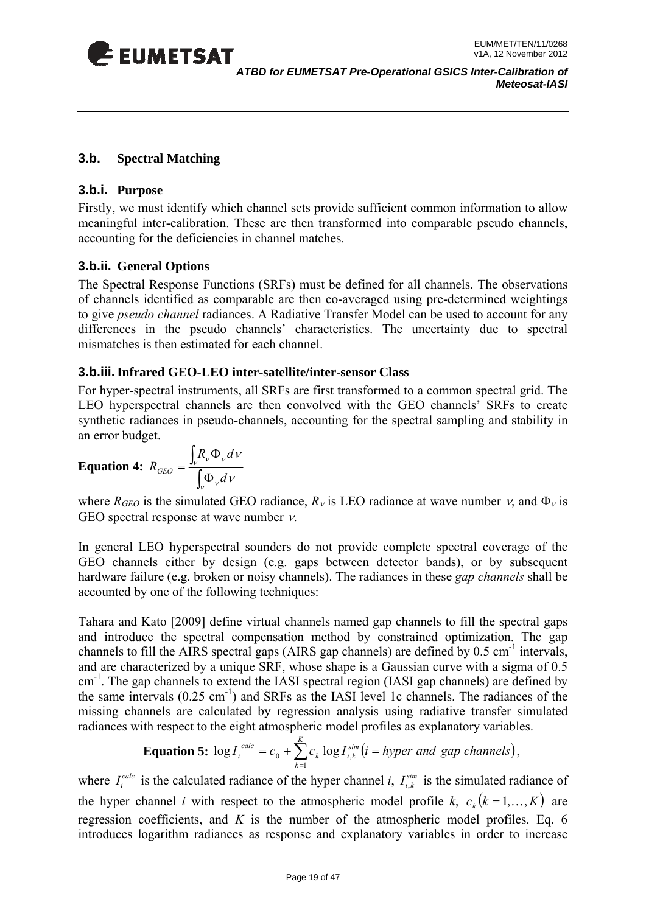### 3.b. Spectral Matching

#### 3.b.i. Purpose

Firstly, we must identify which channel sets provide sufficient common information to allow meaningful inter-calibration. These are then transformed into comparable pseudo channels, accounting for the deficiencies in channel matches.

#### 3.b.ii. General Options

The Spectral Response Functions (SRFs) must be defined for all channels. The observations of channels identified as comparable are then co-averaged using pre-determined weightings to give *pseudo channel* radiances. A Radiative Transfer Model can be used to account for any differences in the pseudo channels' characteristics. The uncertainty due to spectral mismatches is then estimated for each channel.

#### 3.b.iii. Infrared GEO-LEO inter-satellite/inter-sensor Class

For hyper-spectral instruments, all SRFs are first transformed to a common spectral grid. The LEO hyperspectral channels are then convolved with the GEO channels' SRFs to create synthetic radiances in pseudo-channels, accounting for the spectral sampling and stability in an error budget.

**Equation 4:** $$R_{GEO} = \frac{\int_{\nu} R_{\nu} \Phi_{\nu} d\nu}{\int_{\nu} \Phi_{\nu} d\nu}$$

where $R_{GEO}$ is the simulated GEO radiance, $R_{\nu}$ is LEO radiance at wave number $\nu$, and $\Phi_{\nu}$ is GEO spectral response at wave number $\nu$.

In general LEO hyperspectral sounders do not provide complete spectral coverage of the GEO channels either by design (e.g. gaps between detector bands), or by subsequent hardware failure (e.g. broken or noisy channels). The radiances in these *gap channels* shall be accounted by one of the following techniques:

Tahara and Kato [2009] define virtual channels named gap channels to fill the spectral gaps and introduce the spectral compensation method by constrained optimization. The gap channels to fill the AIRS spectral gaps (AIRS gap channels) are defined by 0.5 $cm^{-1}$ intervals, and are characterized by a unique SRF, whose shape is a Gaussian curve with a sigma of 0.5 $cm^{-1}$. The gap channels to extend the IASI spectral region (IASI gap channels) are defined by the same intervals (0.25 $cm^{-1}$) and SRFs as the IASI level 1c channels. The radiances of the missing channels are calculated by regression analysis using radiative transfer simulated radiances with respect to the eight atmospheric model profiles as explanatory variables.

**Equation 5:** $$\log I_i^{calc} = c_0 + \sum_{k=1}^{K} c_k \log I_{i,k}^{sim} \left(i = hyper\ and\ gap\ channels\right),$$

where $I_i^{calc}$ is the calculated radiance of the hyper channel $i$, $I_{i,k}^{sim}$ is the simulated radiance of the hyper channel $i$ with respect to the atmospheric model profile $k$, $c_k \left(k = 1, \ldots, K\right)$ are regression coefficients, and $K$ is the number of the atmospheric model profiles. Eq. 6 introduces logarithm radiances as response and explanatory variables in order to increase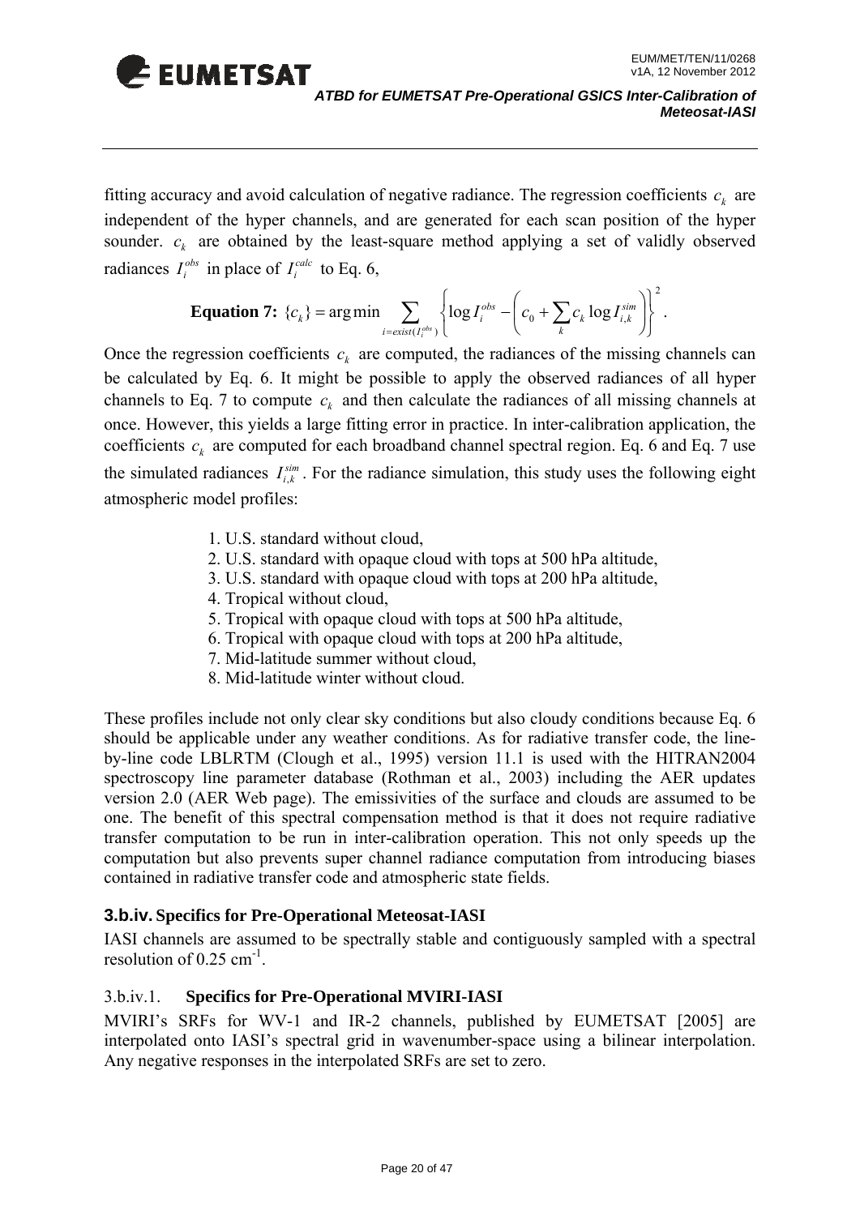fitting accuracy and avoid calculation of negative radiance. The regression coefficients $c_k$ are independent of the hyper channels, and are generated for each scan position of the hyper sounder. $c_k$ are obtained by the least-square method applying a set of validly observed radiances $I_i^{obs}$ in place of $I_i^{calc}$ to Eq. 6,

$$\textbf{Equation 7: } \{c_k\} = \arg\min \sum_{i=exist(I_i^{obs})} \left\{ \log I_i^{obs} - \left( c_0 + \sum_k c_k \log I_{i,k}^{sim} \right) \right\}^2 .$$

Once the regression coefficients $c_k$ are computed, the radiances of the missing channels can be calculated by Eq. 6. It might be possible to apply the observed radiances of all hyper channels to Eq. 7 to compute $c_k$ and then calculate the radiances of all missing channels at once. However, this yields a large fitting error in practice. In inter-calibration application, the coefficients $c_k$ are computed for each broadband channel spectral region. Eq. 6 and Eq. 7 use the simulated radiances $I_{i,k}^{sim}$. For the radiance simulation, this study uses the following eight atmospheric model profiles:

1. U.S. standard without cloud,
2. U.S. standard with opaque cloud with tops at 500 hPa altitude,
3. U.S. standard with opaque cloud with tops at 200 hPa altitude,
4. Tropical without cloud,
5. Tropical with opaque cloud with tops at 500 hPa altitude,
6. Tropical with opaque cloud with tops at 200 hPa altitude,
7. Mid-latitude summer without cloud,
8. Mid-latitude winter without cloud.

These profiles include not only clear sky conditions but also cloudy conditions because Eq. 6 should be applicable under any weather conditions. As for radiative transfer code, the line-by-line code LBLRTM (Clough et al., 1995) version 11.1 is used with the HITRAN2004 spectroscopy line parameter database (Rothman et al., 2003) including the AER updates version 2.0 (AER Web page). The emissivities of the surface and clouds are assumed to be one. The benefit of this spectral compensation method is that it does not require radiative transfer computation to be run in inter-calibration operation. This not only speeds up the computation but also prevents super channel radiance computation from introducing biases contained in radiative transfer code and atmospheric state fields.

### 3.b.iv. Specifics for Pre-Operational Meteosat-IASI

IASI channels are assumed to be spectrally stable and contiguously sampled with a spectral resolution of 0.25 $cm^{-1}$.

#### 3.b.iv.1. Specifics for Pre-Operational MVIRI-IASI

MVIRI's SRFs for WV-1 and IR-2 channels, published by EUMETSAT [2005] are interpolated onto IASI's spectral grid in wavenumber-space using a bilinear interpolation. Any negative responses in the interpolated SRFs are set to zero.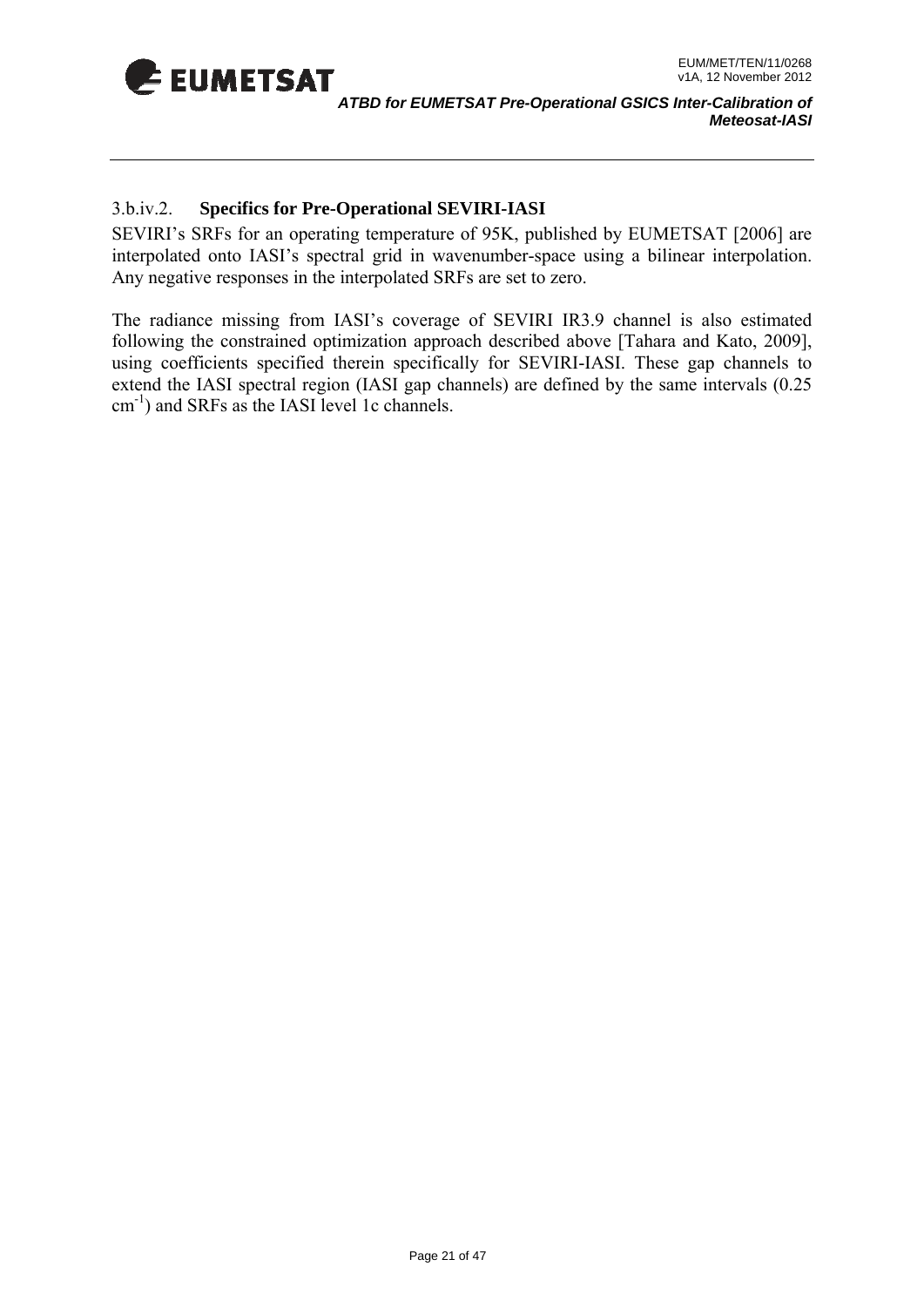### 3.b.iv.2. Specifics for Pre-Operational SEVIRI-IASI

SEVIRI's SRFs for an operating temperature of 95K, published by EUMETSAT [2006] are interpolated onto IASI's spectral grid in wavenumber-space using a bilinear interpolation. Any negative responses in the interpolated SRFs are set to zero.

The radiance missing from IASI's coverage of SEVIRI IR3.9 channel is also estimated following the constrained optimization approach described above [Tahara and Kato, 2009], using coefficients specified therein specifically for SEVIRI-IASI. These gap channels to extend the IASI spectral region (IASI gap channels) are defined by the same intervals (0.25 $cm^{-1}$) and SRFs as the IASI level 1c channels.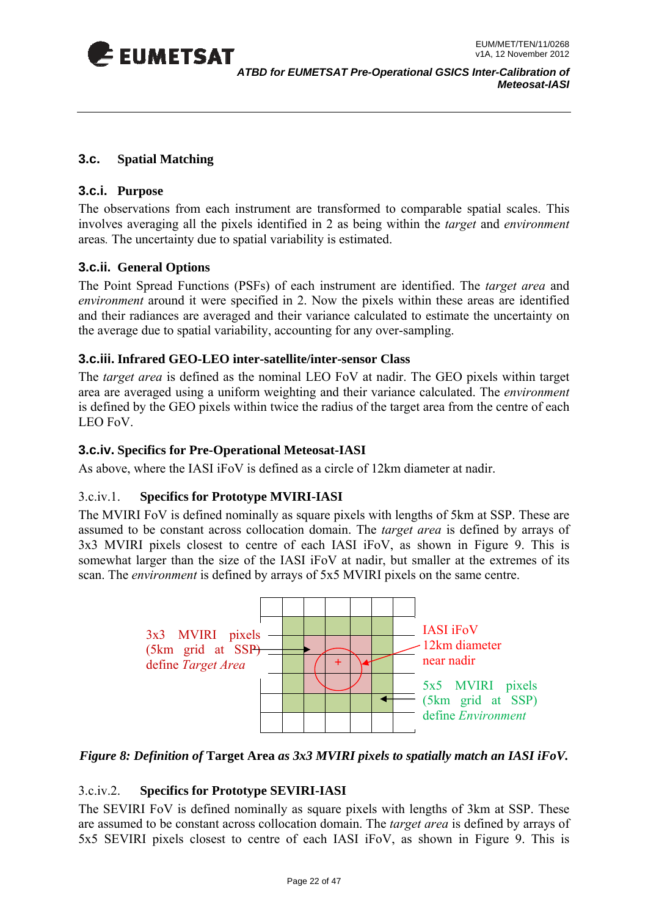## 3.c. Spatial Matching

### 3.c.i. Purpose

The observations from each instrument are transformed to comparable spatial scales. This involves averaging all the pixels identified in 2 as being within the *target* and *environment* areas. The uncertainty due to spatial variability is estimated.

### 3.c.ii. General Options

The Point Spread Functions (PSFs) of each instrument are identified. The *target area* and *environment* around it were specified in 2. Now the pixels within these areas are identified and their radiances are averaged and their variance calculated to estimate the uncertainty on the average due to spatial variability, accounting for any over-sampling.

### 3.c.iii. Infrared GEO-LEO inter-satellite/inter-sensor Class

The *target area* is defined as the nominal LEO FoV at nadir. The GEO pixels within target area are averaged using a uniform weighting and their variance calculated. The *environment* is defined by the GEO pixels within twice the radius of the target area from the centre of each LEO FoV.

### 3.c.iv. Specifics for Pre-Operational Meteosat-IASI

As above, where the IASI iFoV is defined as a circle of 12km diameter at nadir.

#### 3.c.iv.1. Specifics for Prototype MVIRI-IASI

The MVIRI FoV is defined nominally as square pixels with lengths of 5km at SSP. These are assumed to be constant across collocation domain. The *target area* is defined by arrays of 3x3 MVIRI pixels closest to centre of each IASI iFoV, as shown in Figure 9. This is somewhat larger than the size of the IASI iFoV at nadir, but smaller at the extremes of its scan. The *environment* is defined by arrays of 5x5 MVIRI pixels on the same centre.

3x3 MVIRI pixels (5km grid at SSP) define *Target Area*

IASI iFoV 12km diameter near nadir

5x5 MVIRI pixels (5km grid at SSP) define *Environment*

*Figure 8: Definition of* **Target Area** *as 3x3 MVIRI pixels to spatially match an IASI iFoV.*

#### 3.c.iv.2. Specifics for Prototype SEVIRI-IASI

The SEVIRI FoV is defined nominally as square pixels with lengths of 3km at SSP. These are assumed to be constant across collocation domain. The *target area* is defined by arrays of 5x5 SEVIRI pixels closest to centre of each IASI iFoV, as shown in Figure 9. This is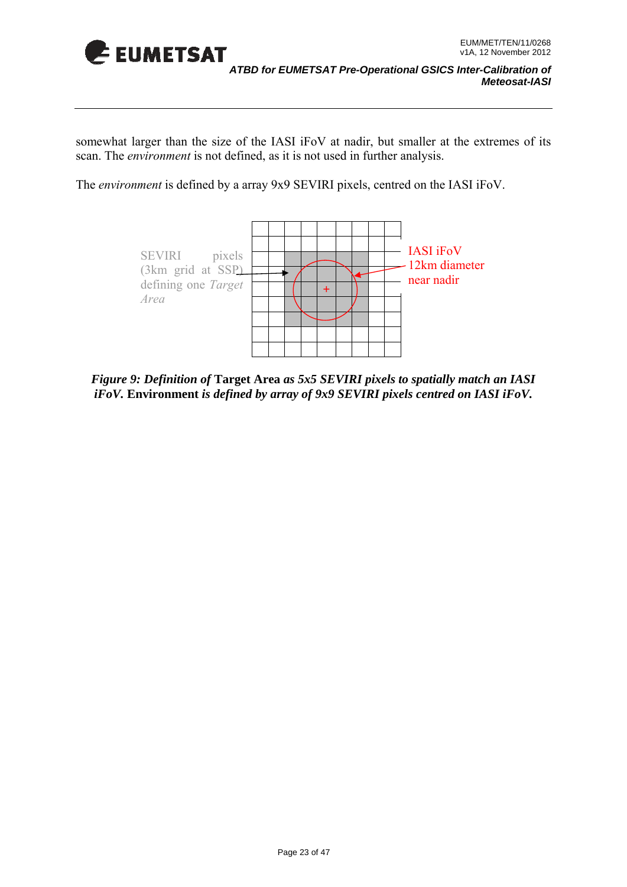somewhat larger than the size of the IASI iFoV at nadir, but smaller at the extremes of its scan. The *environment* is not defined, as it is not used in further analysis.

The *environment* is defined by a array 9x9 SEVIRI pixels, centred on the IASI iFoV.

SEVIRI pixels (3km grid at SSP) defining one *Target Area*

IASI iFoV 12km diameter near nadir

***Figure 9: Definition of* Target Area *as 5x5 SEVIRI pixels to spatially match an IASI iFoV.* Environment *is defined by array of 9x9 SEVIRI pixels centred on IASI iFoV.***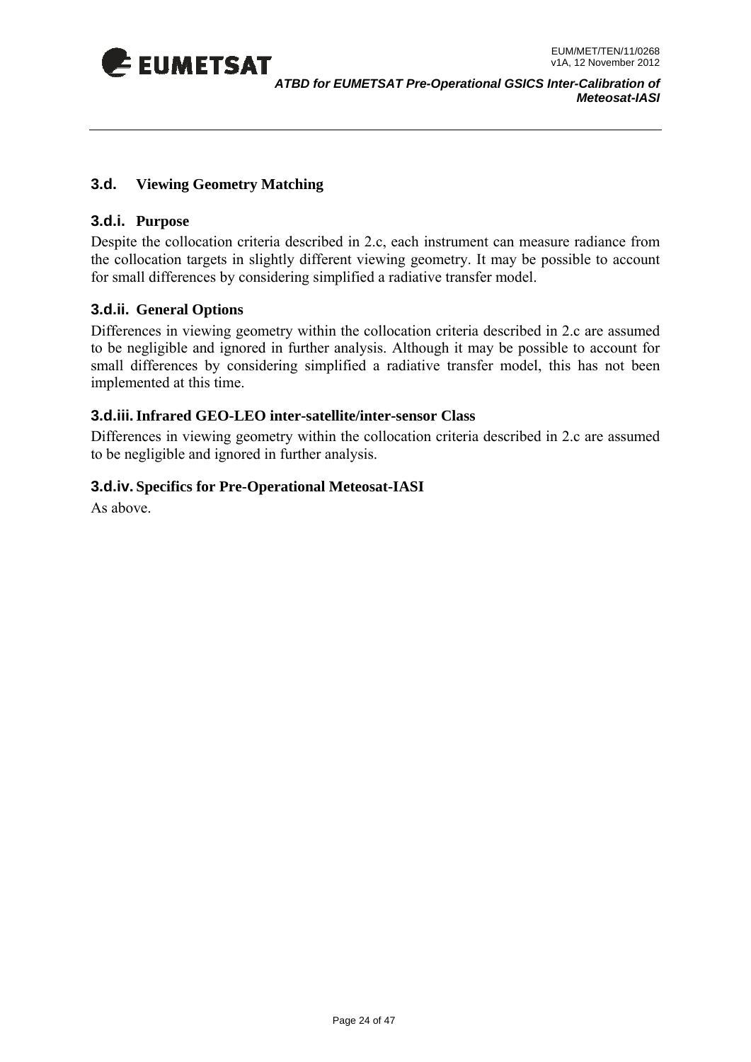## 3.d. Viewing Geometry Matching

### 3.d.i. Purpose

Despite the collocation criteria described in 2.c, each instrument can measure radiance from the collocation targets in slightly different viewing geometry. It may be possible to account for small differences by considering simplified a radiative transfer model.

### 3.d.ii. General Options

Differences in viewing geometry within the collocation criteria described in 2.c are assumed to be negligible and ignored in further analysis. Although it may be possible to account for small differences by considering simplified a radiative transfer model, this has not been implemented at this time.

### 3.d.iii. Infrared GEO-LEO inter-satellite/inter-sensor Class

Differences in viewing geometry within the collocation criteria described in 2.c are assumed to be negligible and ignored in further analysis.

### 3.d.iv. Specifics for Pre-Operational Meteosat-IASI

As above.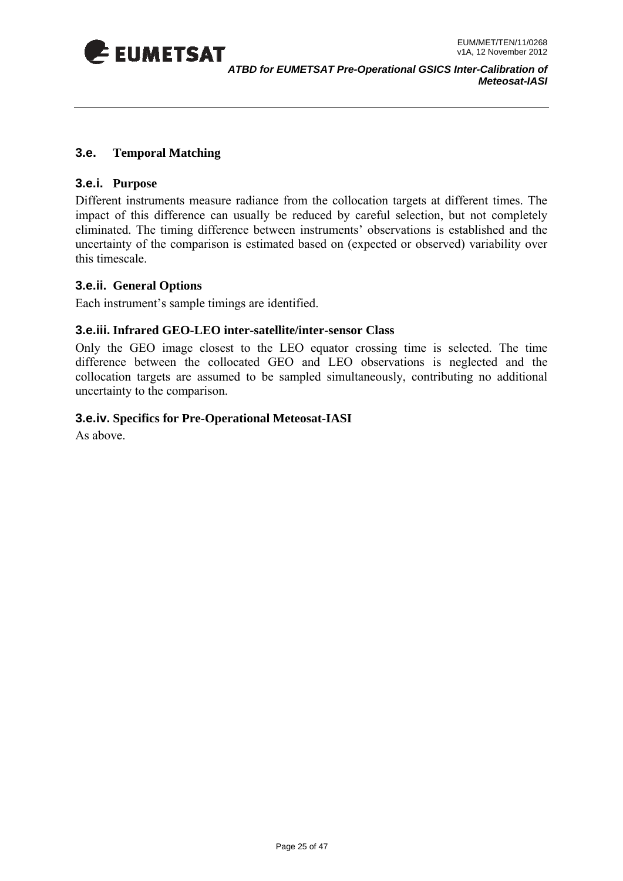## 3.e. Temporal Matching

### 3.e.i. Purpose

Different instruments measure radiance from the collocation targets at different times. The impact of this difference can usually be reduced by careful selection, but not completely eliminated. The timing difference between instruments' observations is established and the uncertainty of the comparison is estimated based on (expected or observed) variability over this timescale.

### 3.e.ii. General Options

Each instrument's sample timings are identified.

### 3.e.iii. Infrared GEO-LEO inter-satellite/inter-sensor Class

Only the GEO image closest to the LEO equator crossing time is selected. The time difference between the collocated GEO and LEO observations is neglected and the collocation targets are assumed to be sampled simultaneously, contributing no additional uncertainty to the comparison.

### 3.e.iv. Specifics for Pre-Operational Meteosat-IASI

As above.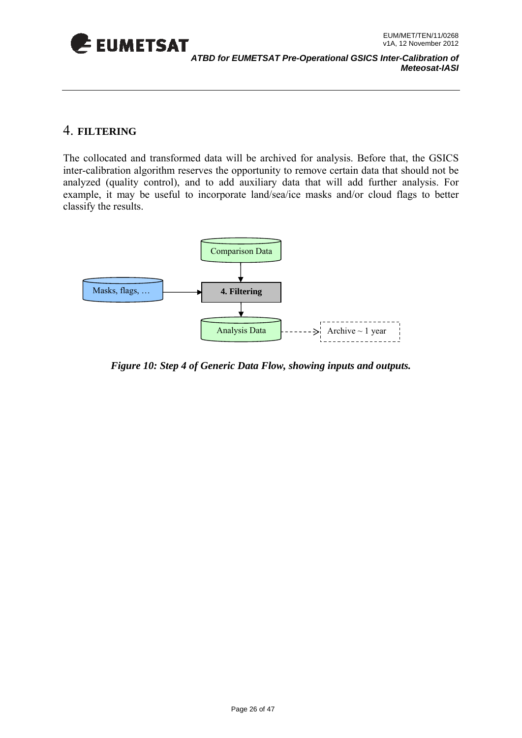# 4. FILTERING

The collocated and transformed data will be archived for analysis. Before that, the GSICS inter-calibration algorithm reserves the opportunity to remove certain data that should not be analyzed (quality control), and to add auxiliary data that will add further analysis. For example, it may be useful to incorporate land/sea/ice masks and/or cloud flags to better classify the results.

Comparison Data

Masks, flags, …

**4. Filtering**

Analysis Data

Archive ~ 1 year

***Figure 10: Step 4 of Generic Data Flow, showing inputs and outputs.***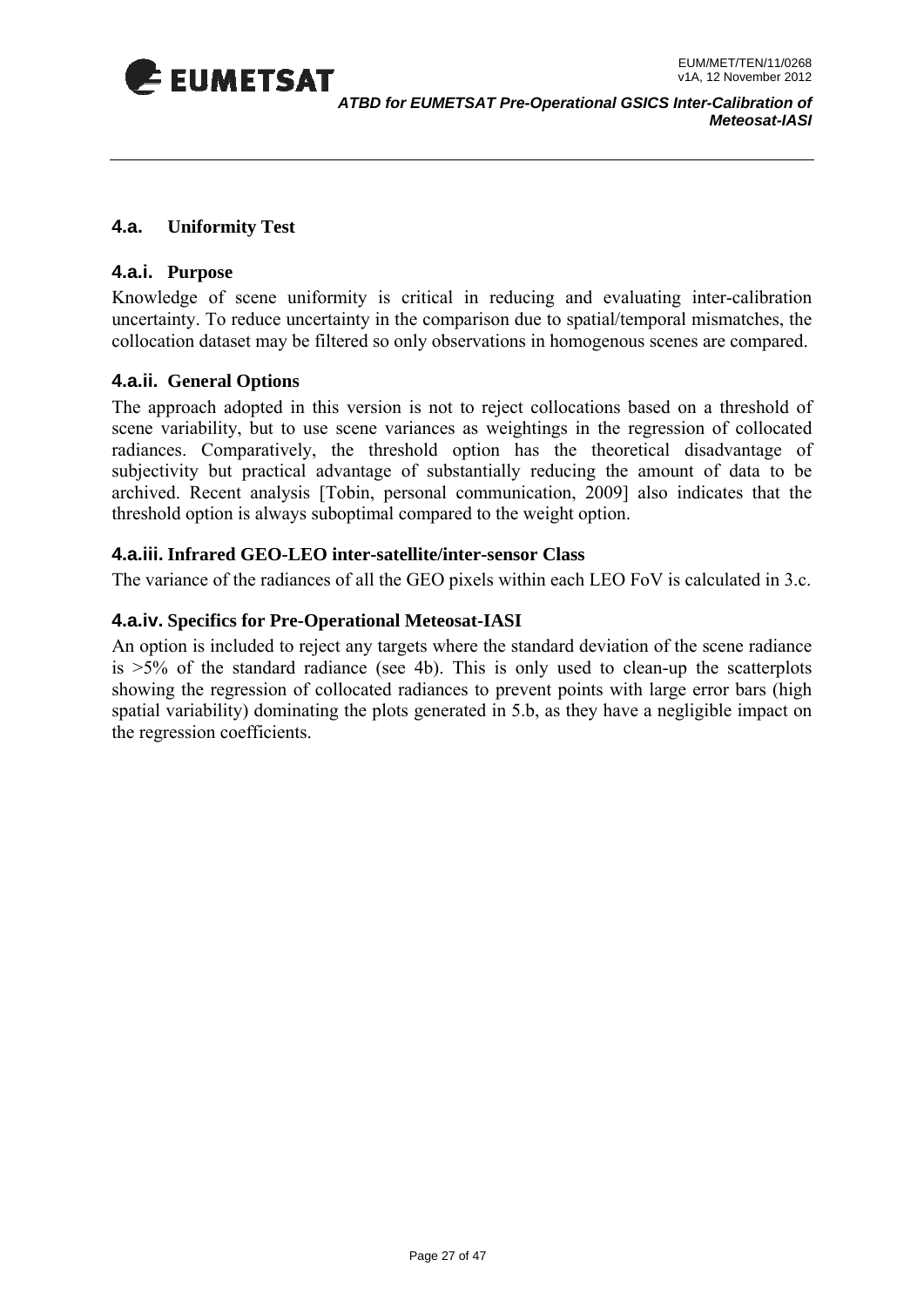## 4.a. Uniformity Test

### 4.a.i. Purpose

Knowledge of scene uniformity is critical in reducing and evaluating inter-calibration uncertainty. To reduce uncertainty in the comparison due to spatial/temporal mismatches, the collocation dataset may be filtered so only observations in homogenous scenes are compared.

### 4.a.ii. General Options

The approach adopted in this version is not to reject collocations based on a threshold of scene variability, but to use scene variances as weightings in the regression of collocated radiances. Comparatively, the threshold option has the theoretical disadvantage of subjectivity but practical advantage of substantially reducing the amount of data to be archived. Recent analysis [Tobin, personal communication, 2009] also indicates that the threshold option is always suboptimal compared to the weight option.

### 4.a.iii. Infrared GEO-LEO inter-satellite/inter-sensor Class

The variance of the radiances of all the GEO pixels within each LEO FoV is calculated in 3.c.

### 4.a.iv. Specifics for Pre-Operational Meteosat-IASI

An option is included to reject any targets where the standard deviation of the scene radiance is >5% of the standard radiance (see 4b). This is only used to clean-up the scatterplots showing the regression of collocated radiances to prevent points with large error bars (high spatial variability) dominating the plots generated in 5.b, as they have a negligible impact on the regression coefficients.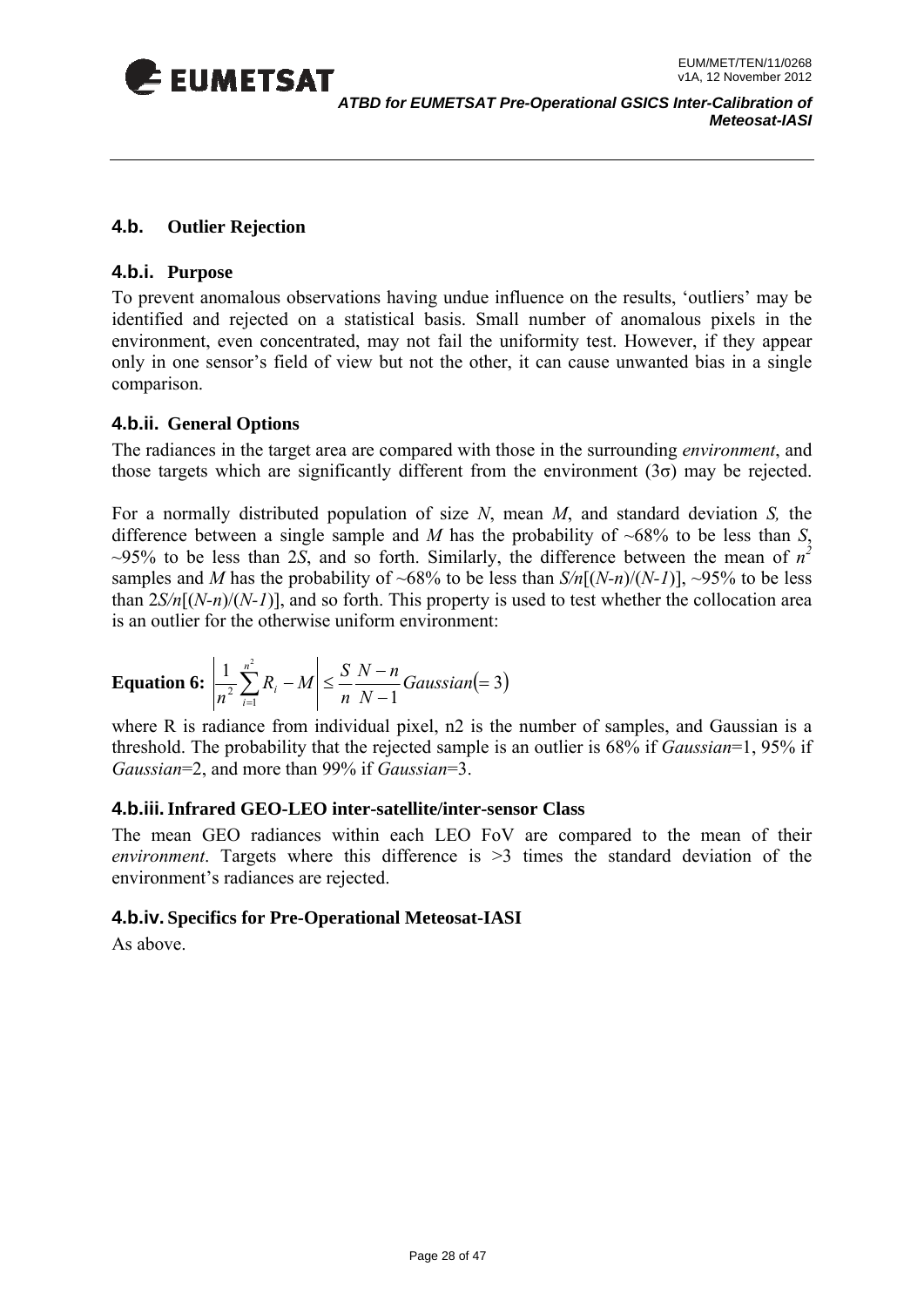## 4.b. Outlier Rejection

### 4.b.i. Purpose

To prevent anomalous observations having undue influence on the results, 'outliers' may be identified and rejected on a statistical basis. Small number of anomalous pixels in the environment, even concentrated, may not fail the uniformity test. However, if they appear only in one sensor's field of view but not the other, it can cause unwanted bias in a single comparison.

### 4.b.ii. General Options

The radiances in the target area are compared with those in the surrounding *environment*, and those targets which are significantly different from the environment (3σ) may be rejected.

For a normally distributed population of size $N$, mean $M$, and standard deviation $S$, the difference between a single sample and $M$ has the probability of ~68% to be less than $S$, ~95% to be less than $2S$, and so forth. Similarly, the difference between the mean of $n^2$ samples and $M$ has the probability of ~68% to be less than $S/n[(N\text{-}n)/(N\text{-}1)]$, ~95% to be less than $2S/n[(N\text{-}n)/(N\text{-}1)]$, and so forth. This property is used to test whether the collocation area is an outlier for the otherwise uniform environment:

**Equation 6:** $$\left| \frac{1}{n^2} \sum_{i=1}^{n^2} R_i - M \right| \leq \frac{S}{n} \frac{N-n}{N-1} Gaussian(=3)$$

where R is radiance from individual pixel, n2 is the number of samples, and Gaussian is a threshold. The probability that the rejected sample is an outlier is 68% if *Gaussian*=1, 95% if *Gaussian*=2, and more than 99% if *Gaussian*=3.

### 4.b.iii. Infrared GEO-LEO inter-satellite/inter-sensor Class

The mean GEO radiances within each LEO FoV are compared to the mean of their *environment*. Targets where this difference is >3 times the standard deviation of the environment's radiances are rejected.

### 4.b.iv. Specifics for Pre-Operational Meteosat-IASI

As above.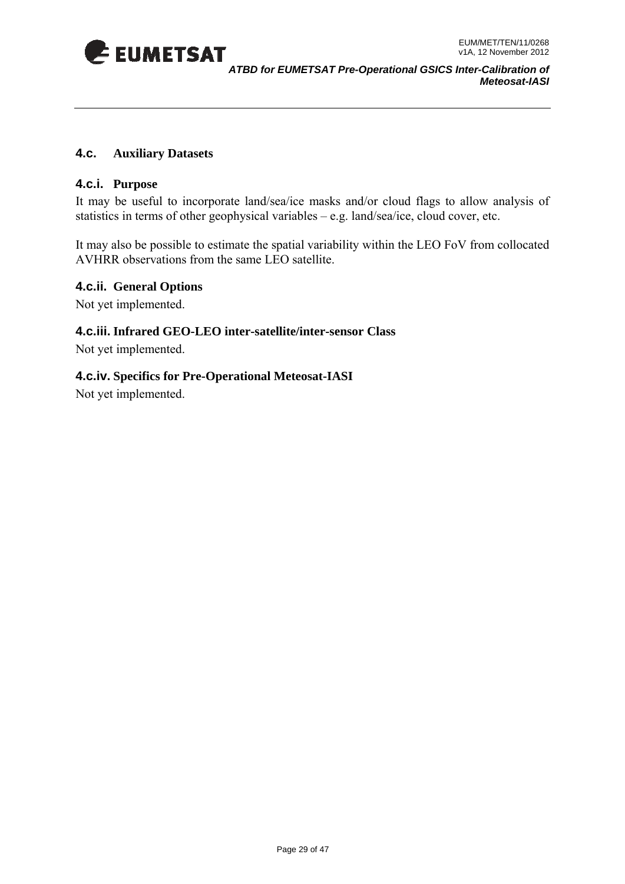## 4.c. Auxiliary Datasets

### 4.c.i. Purpose

It may be useful to incorporate land/sea/ice masks and/or cloud flags to allow analysis of statistics in terms of other geophysical variables – e.g. land/sea/ice, cloud cover, etc.

It may also be possible to estimate the spatial variability within the LEO FoV from collocated AVHRR observations from the same LEO satellite.

### 4.c.ii. General Options

Not yet implemented.

### 4.c.iii. Infrared GEO-LEO inter-satellite/inter-sensor Class

Not yet implemented.

### 4.c.iv. Specifics for Pre-Operational Meteosat-IASI

Not yet implemented.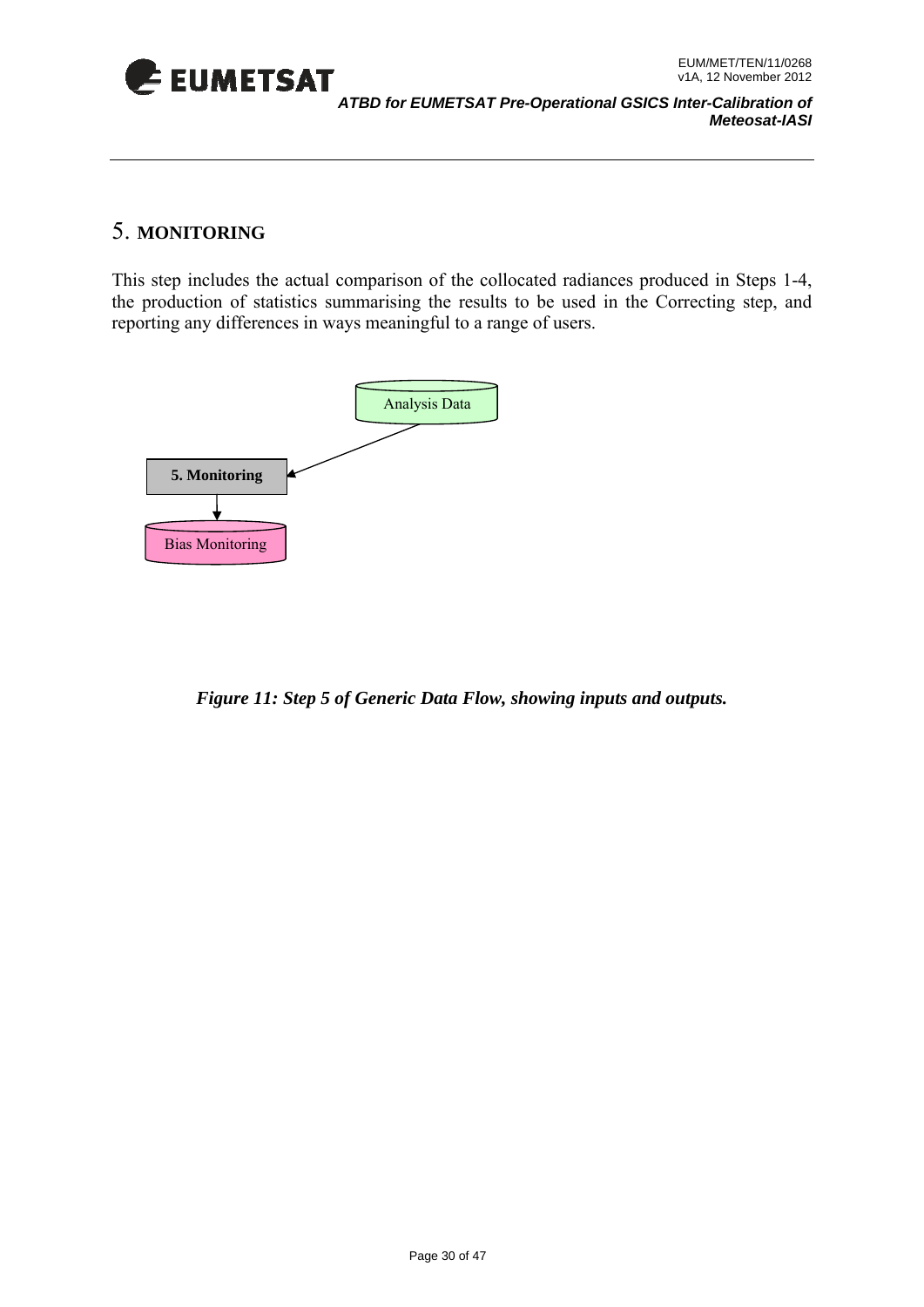# 5. MONITORING

This step includes the actual comparison of the collocated radiances produced in Steps 1-4, the production of statistics summarising the results to be used in the Correcting step, and reporting any differences in ways meaningful to a range of users.

Analysis Data

**5. Monitoring**

Bias Monitoring

***Figure 11: Step 5 of Generic Data Flow, showing inputs and outputs.***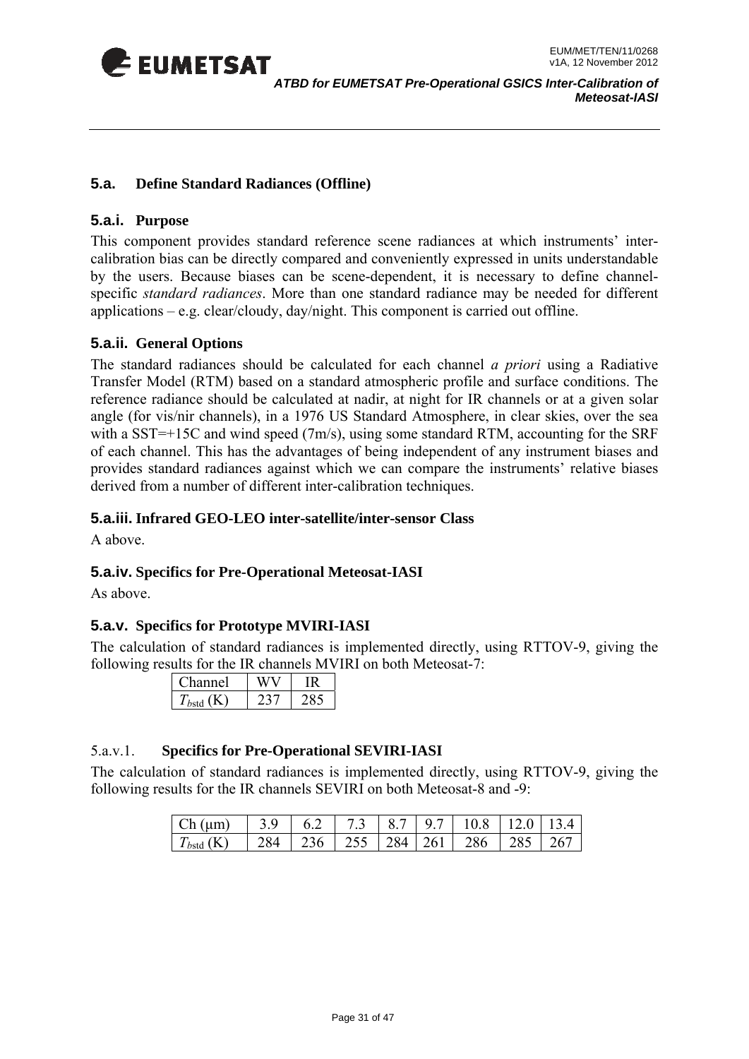## 5.a. Define Standard Radiances (Offline)

### 5.a.i. Purpose

This component provides standard reference scene radiances at which instruments' inter-calibration bias can be directly compared and conveniently expressed in units understandable by the users. Because biases can be scene-dependent, it is necessary to define channel-specific *standard radiances*. More than one standard radiance may be needed for different applications – e.g. clear/cloudy, day/night. This component is carried out offline.

### 5.a.ii. General Options

The standard radiances should be calculated for each channel *a priori* using a Radiative Transfer Model (RTM) based on a standard atmospheric profile and surface conditions. The reference radiance should be calculated at nadir, at night for IR channels or at a given solar angle (for vis/nir channels), in a 1976 US Standard Atmosphere, in clear skies, over the sea with a SST=+15C and wind speed (7m/s), using some standard RTM, accounting for the SRF of each channel. This has the advantages of being independent of any instrument biases and provides standard radiances against which we can compare the instruments' relative biases derived from a number of different inter-calibration techniques.

### 5.a.iii. Infrared GEO-LEO inter-satellite/inter-sensor Class

A above.

### 5.a.iv. Specifics for Pre-Operational Meteosat-IASI

As above.

### 5.a.v. Specifics for Prototype MVIRI-IASI

The calculation of standard radiances is implemented directly, using RTTOV-9, giving the following results for the IR channels MVIRI on both Meteosat-7:

| Channel | WV | IR |
|---|---|---|
| $T_{b\text{std}}$ (K) | 237 | 285 |

#### 5.a.v.1. Specifics for Pre-Operational SEVIRI-IASI

The calculation of standard radiances is implemented directly, using RTTOV-9, giving the following results for the IR channels SEVIRI on both Meteosat-8 and -9:

| Ch (μm) | 3.9 | 6.2 | 7.3 | 8.7 | 9.7 | 10.8 | 12.0 | 13.4 |
|---|---|---|---|---|---|---|---|---|
| $T_{b\text{std}}$ (K) | 284 | 236 | 255 | 284 | 261 | 286 | 285 | 267 |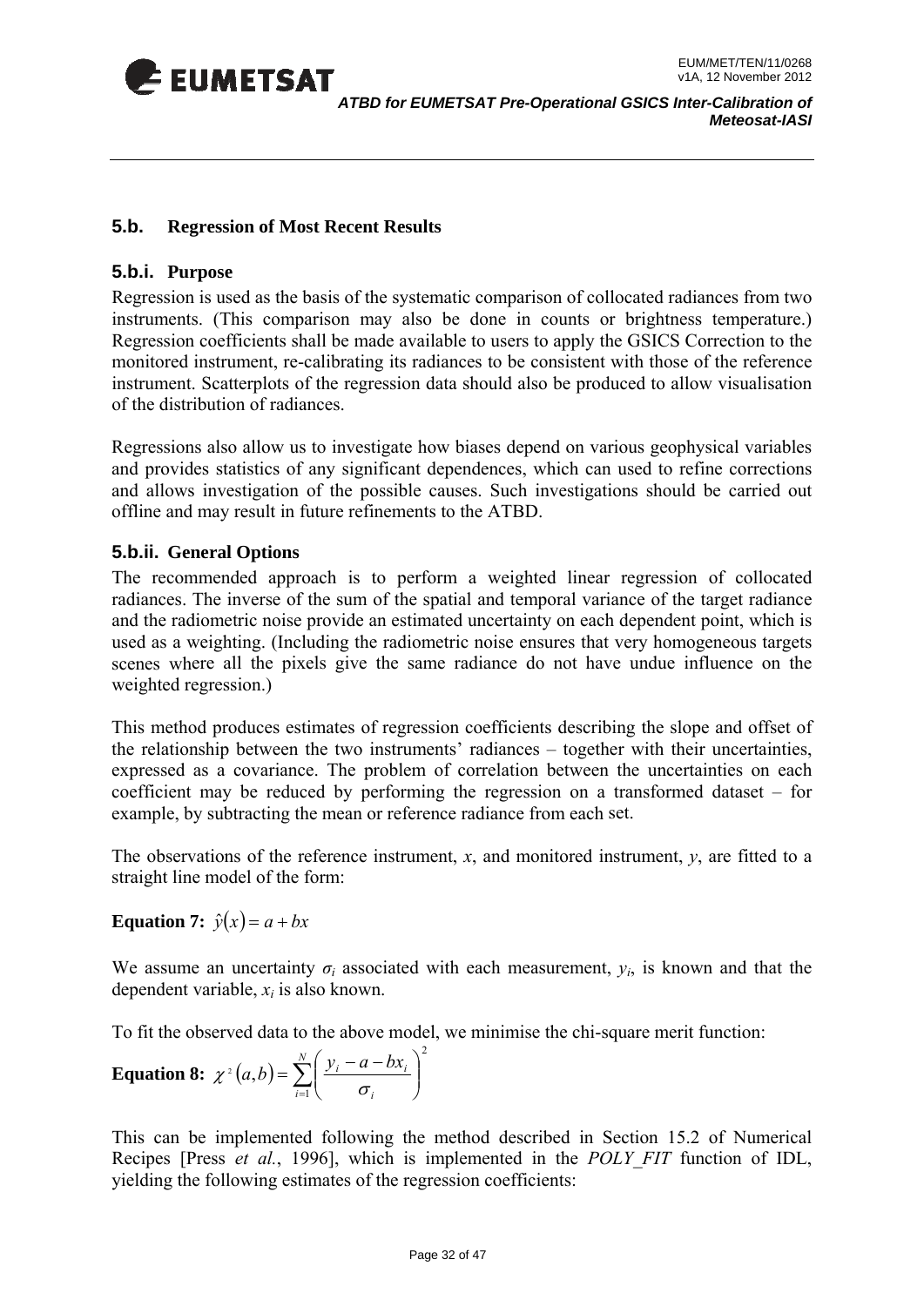## 5.b. Regression of Most Recent Results

### 5.b.i. Purpose

Regression is used as the basis of the systematic comparison of collocated radiances from two instruments. (This comparison may also be done in counts or brightness temperature.) Regression coefficients shall be made available to users to apply the GSICS Correction to the monitored instrument, re-calibrating its radiances to be consistent with those of the reference instrument. Scatterplots of the regression data should also be produced to allow visualisation of the distribution of radiances.

Regressions also allow us to investigate how biases depend on various geophysical variables and provides statistics of any significant dependences, which can used to refine corrections and allows investigation of the possible causes. Such investigations should be carried out offline and may result in future refinements to the ATBD.

### 5.b.ii. General Options

The recommended approach is to perform a weighted linear regression of collocated radiances. The inverse of the sum of the spatial and temporal variance of the target radiance and the radiometric noise provide an estimated uncertainty on each dependent point, which is used as a weighting. (Including the radiometric noise ensures that very homogeneous targets scenes where all the pixels give the same radiance do not have undue influence on the weighted regression.)

This method produces estimates of regression coefficients describing the slope and offset of the relationship between the two instruments' radiances – together with their uncertainties, expressed as a covariance. The problem of correlation between the uncertainties on each coefficient may be reduced by performing the regression on a transformed dataset – for example, by subtracting the mean or reference radiance from each set.

The observations of the reference instrument, $x$, and monitored instrument, $y$, are fitted to a straight line model of the form:

**Equation 7:** $\hat{y}(x) = a + bx$

We assume an uncertainty $\sigma_i$ associated with each measurement, $y_i$, is known and that the dependent variable, $x_i$ is also known.

To fit the observed data to the above model, we minimise the chi-square merit function:

**Equation 8:** $\chi^2(a,b) = \sum_{i=1}^{N} \left( \frac{y_i - a - bx_i}{\sigma_i} \right)^2$

This can be implemented following the method described in Section 15.2 of Numerical Recipes [Press *et al.*, 1996], which is implemented in the *POLY_FIT* function of IDL, yielding the following estimates of the regression coefficients: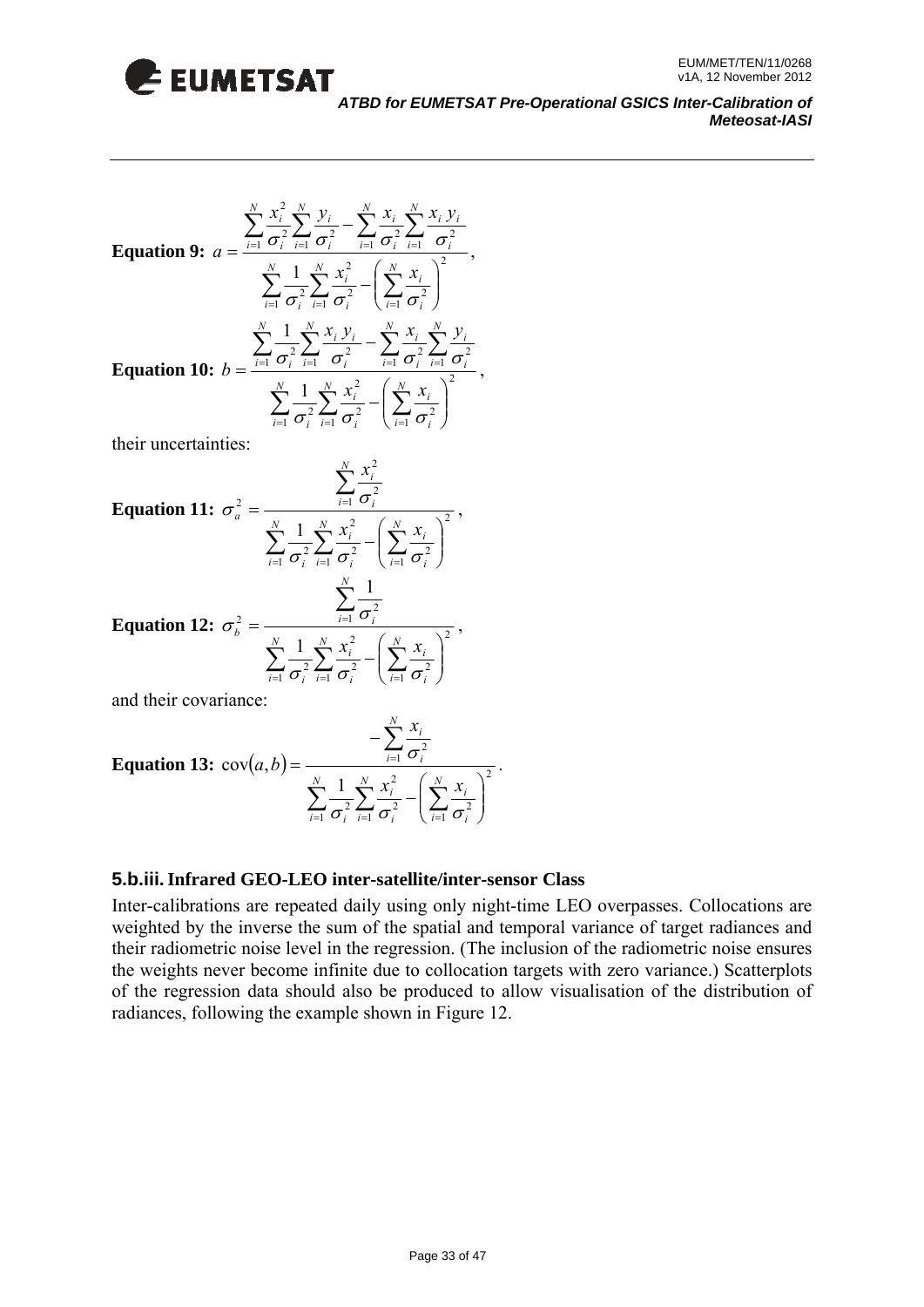**Equation 9:** $$a = \frac{\sum_{i=1}^{N}\frac{x_i^2}{\sigma_i^2}\sum_{i=1}^{N}\frac{y_i}{\sigma_i^2} - \sum_{i=1}^{N}\frac{x_i}{\sigma_i^2}\sum_{i=1}^{N}\frac{x_i y_i}{\sigma_i^2}}{\sum_{i=1}^{N}\frac{1}{\sigma_i^2}\sum_{i=1}^{N}\frac{x_i^2}{\sigma_i^2} - \left(\sum_{i=1}^{N}\frac{x_i}{\sigma_i^2}\right)^2},$$

**Equation 10:** $$b = \frac{\sum_{i=1}^{N}\frac{1}{\sigma_i^2}\sum_{i=1}^{N}\frac{x_i y_i}{\sigma_i^2} - \sum_{i=1}^{N}\frac{x_i}{\sigma_i^2}\sum_{i=1}^{N}\frac{y_i}{\sigma_i^2}}{\sum_{i=1}^{N}\frac{1}{\sigma_i^2}\sum_{i=1}^{N}\frac{x_i^2}{\sigma_i^2} - \left(\sum_{i=1}^{N}\frac{x_i}{\sigma_i^2}\right)^2},$$

their uncertainties:

**Equation 11:** $$\sigma_a^2 = \frac{\sum_{i=1}^{N}\frac{x_i^2}{\sigma_i^2}}{\sum_{i=1}^{N}\frac{1}{\sigma_i^2}\sum_{i=1}^{N}\frac{x_i^2}{\sigma_i^2} - \left(\sum_{i=1}^{N}\frac{x_i}{\sigma_i^2}\right)^2},$$

**Equation 12:** $$\sigma_b^2 = \frac{\sum_{i=1}^{N}\frac{1}{\sigma_i^2}}{\sum_{i=1}^{N}\frac{1}{\sigma_i^2}\sum_{i=1}^{N}\frac{x_i^2}{\sigma_i^2} - \left(\sum_{i=1}^{N}\frac{x_i}{\sigma_i^2}\right)^2},$$

and their covariance:

**Equation 13:** $$\mathrm{cov}(a,b) = \frac{-\sum_{i=1}^{N}\frac{x_i}{\sigma_i^2}}{\sum_{i=1}^{N}\frac{1}{\sigma_i^2}\sum_{i=1}^{N}\frac{x_i^2}{\sigma_i^2} - \left(\sum_{i=1}^{N}\frac{x_i}{\sigma_i^2}\right)^2}.$$

### 5.b.iii. Infrared GEO-LEO inter-satellite/inter-sensor Class

Inter-calibrations are repeated daily using only night-time LEO overpasses. Collocations are weighted by the inverse the sum of the spatial and temporal variance of target radiances and their radiometric noise level in the regression. (The inclusion of the radiometric noise ensures the weights never become infinite due to collocation targets with zero variance.) Scatterplots of the regression data should also be produced to allow visualisation of the distribution of radiances, following the example shown in Figure 12.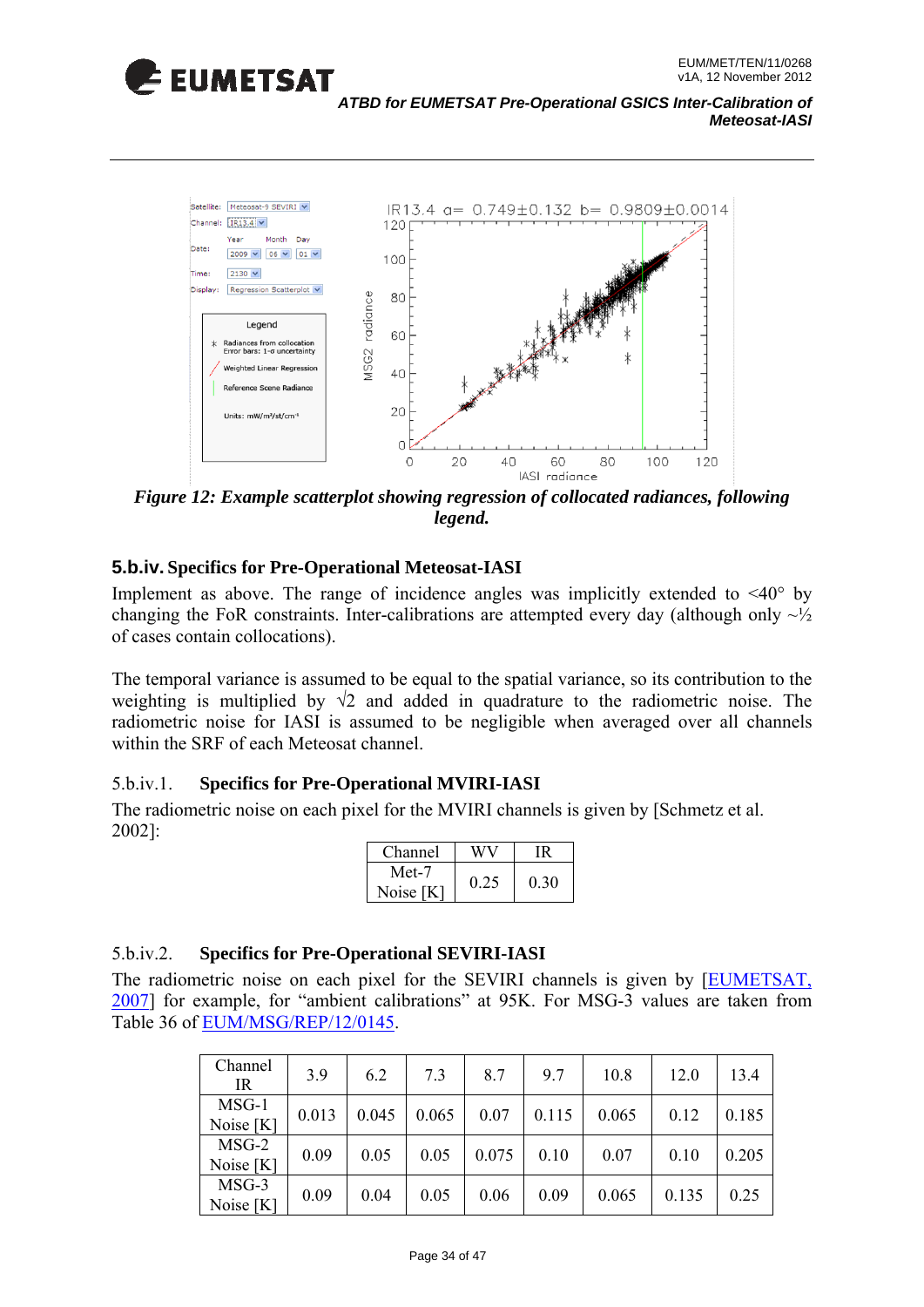*Figure 12: Example scatterplot showing regression of collocated radiances, following legend.*

## 5.b.iv. Specifics for Pre-Operational Meteosat-IASI

Implement as above. The range of incidence angles was implicitly extended to <40° by changing the FoR constraints. Inter-calibrations are attempted every day (although only ~½ of cases contain collocations).

The temporal variance is assumed to be equal to the spatial variance, so its contribution to the weighting is multiplied by √2 and added in quadrature to the radiometric noise. The radiometric noise for IASI is assumed to be negligible when averaged over all channels within the SRF of each Meteosat channel.

### 5.b.iv.1. Specifics for Pre-Operational MVIRI-IASI

The radiometric noise on each pixel for the MVIRI channels is given by [Schmetz et al. 2002]:

| Channel | WV | IR |
|---|---|---|
| Met-7 Noise [K] | 0.25 | 0.30 |

### 5.b.iv.2. Specifics for Pre-Operational SEVIRI-IASI

The radiometric noise on each pixel for the SEVIRI channels is given by [EUMETSAT, 2007] for example, for "ambient calibrations" at 95K. For MSG-3 values are taken from Table 36 of EUM/MSG/REP/12/0145.

| Channel IR | 3.9 | 6.2 | 7.3 | 8.7 | 9.7 | 10.8 | 12.0 | 13.4 |
|---|---|---|---|---|---|---|---|---|
| MSG-1 Noise [K] | 0.013 | 0.045 | 0.065 | 0.07 | 0.115 | 0.065 | 0.12 | 0.185 |
| MSG-2 Noise [K] | 0.09 | 0.05 | 0.05 | 0.075 | 0.10 | 0.07 | 0.10 | 0.205 |
| MSG-3 Noise [K] | 0.09 | 0.04 | 0.05 | 0.06 | 0.09 | 0.065 | 0.135 | 0.25 |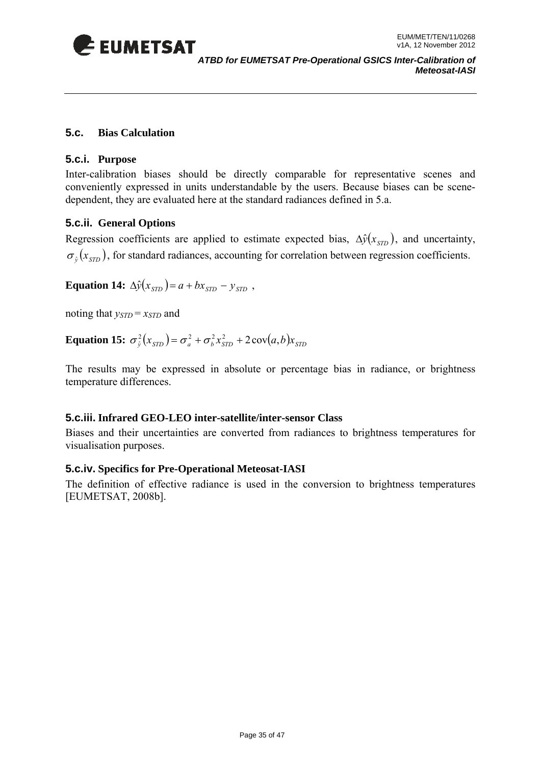## 5.c. Bias Calculation

### 5.c.i. Purpose

Inter-calibration biases should be directly comparable for representative scenes and conveniently expressed in units understandable by the users. Because biases can be scene-dependent, they are evaluated here at the standard radiances defined in 5.a.

### 5.c.ii. General Options

Regression coefficients are applied to estimate expected bias, $\Delta\hat{y}(x_{STD})$, and uncertainty, $\sigma_{\hat{y}}(x_{STD})$, for standard radiances, accounting for correlation between regression coefficients.

**Equation 14:** $\Delta\hat{y}(x_{STD}) = a + bx_{STD} - y_{STD}$ ,

noting that $y_{STD} = x_{STD}$ and

**Equation 15:** $\sigma_{\hat{y}}^2(x_{STD}) = \sigma_a^2 + \sigma_b^2 x_{STD}^2 + 2\,\mathrm{cov}(a,b)x_{STD}$

The results may be expressed in absolute or percentage bias in radiance, or brightness temperature differences.

### 5.c.iii. Infrared GEO-LEO inter-satellite/inter-sensor Class

Biases and their uncertainties are converted from radiances to brightness temperatures for visualisation purposes.

### 5.c.iv. Specifics for Pre-Operational Meteosat-IASI

The definition of effective radiance is used in the conversion to brightness temperatures [EUMETSAT, 2008b].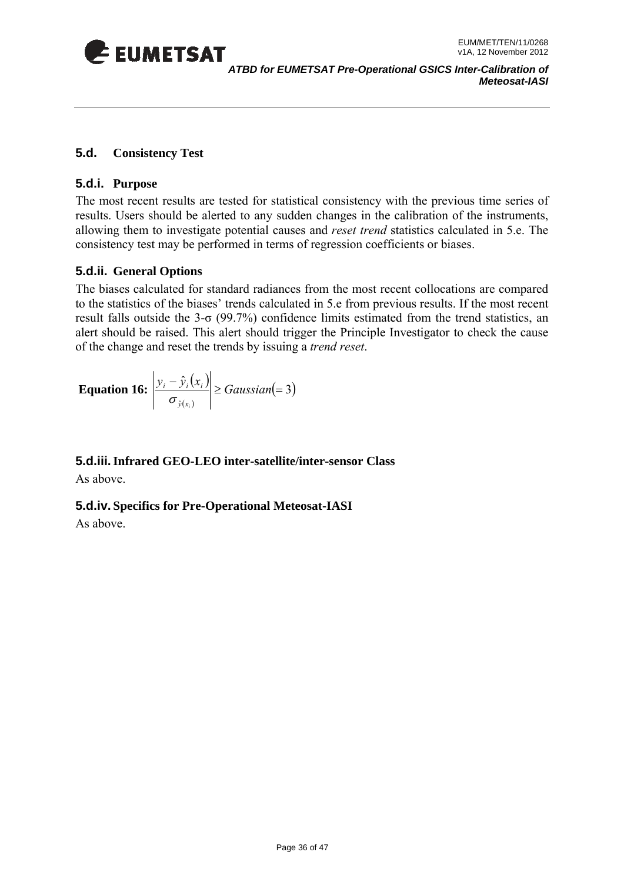## 5.d. Consistency Test

### 5.d.i. Purpose

The most recent results are tested for statistical consistency with the previous time series of results. Users should be alerted to any sudden changes in the calibration of the instruments, allowing them to investigate potential causes and *reset trend* statistics calculated in 5.e. The consistency test may be performed in terms of regression coefficients or biases.

### 5.d.ii. General Options

The biases calculated for standard radiances from the most recent collocations are compared to the statistics of the biases' trends calculated in 5.e from previous results. If the most recent result falls outside the 3-σ (99.7%) confidence limits estimated from the trend statistics, an alert should be raised. This alert should trigger the Principle Investigator to check the cause of the change and reset the trends by issuing a *trend reset*.

**Equation 16:** $$\left| \frac{y_i - \hat{y}_i(x_i)}{\sigma_{\hat{y}(x_i)}} \right| \geq Gaussian(=3)$$

### 5.d.iii. Infrared GEO-LEO inter-satellite/inter-sensor Class

As above.

### 5.d.iv. Specifics for Pre-Operational Meteosat-IASI

As above.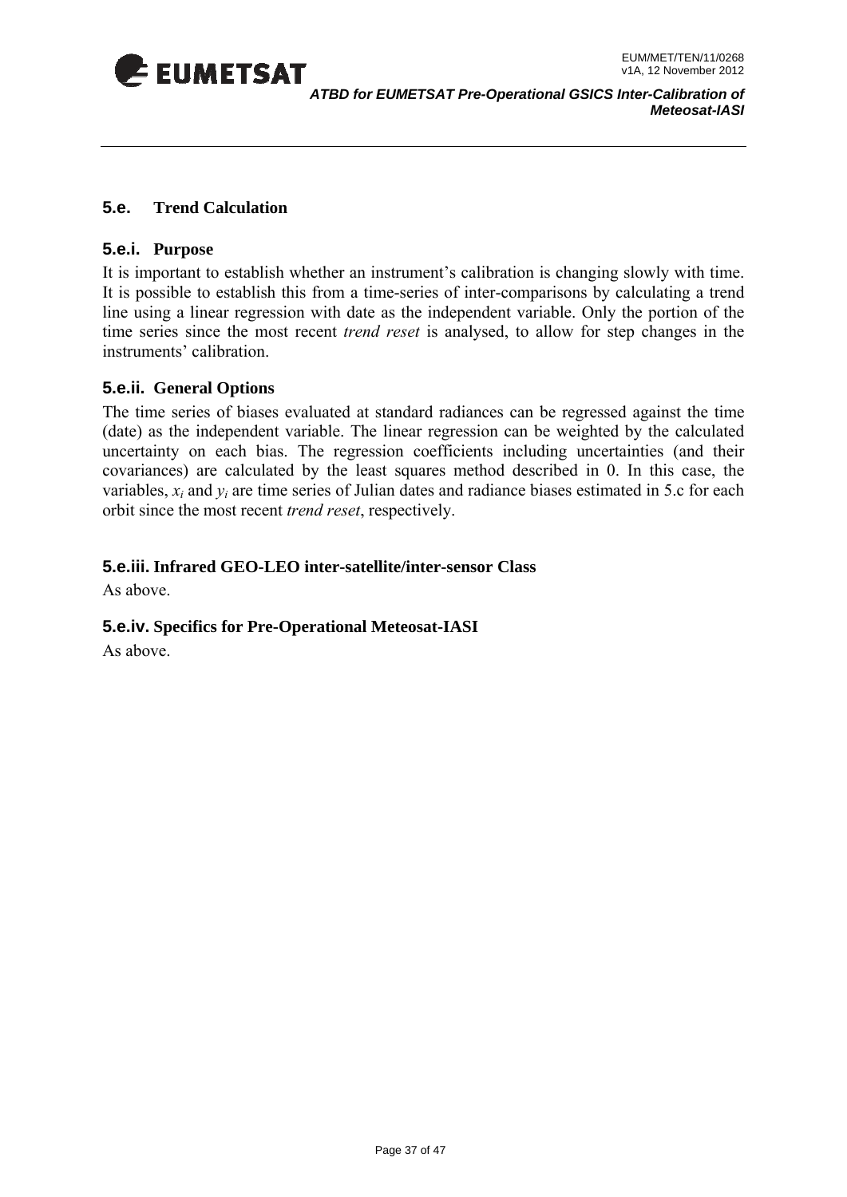## 5.e. Trend Calculation

### 5.e.i. Purpose

It is important to establish whether an instrument's calibration is changing slowly with time. It is possible to establish this from a time-series of inter-comparisons by calculating a trend line using a linear regression with date as the independent variable. Only the portion of the time series since the most recent *trend reset* is analysed, to allow for step changes in the instruments' calibration.

### 5.e.ii. General Options

The time series of biases evaluated at standard radiances can be regressed against the time (date) as the independent variable. The linear regression can be weighted by the calculated uncertainty on each bias. The regression coefficients including uncertainties (and their covariances) are calculated by the least squares method described in 0. In this case, the variables, $x_i$ and $y_i$ are time series of Julian dates and radiance biases estimated in 5.c for each orbit since the most recent *trend reset*, respectively.

### 5.e.iii. Infrared GEO-LEO inter-satellite/inter-sensor Class

As above.

### 5.e.iv. Specifics for Pre-Operational Meteosat-IASI

As above.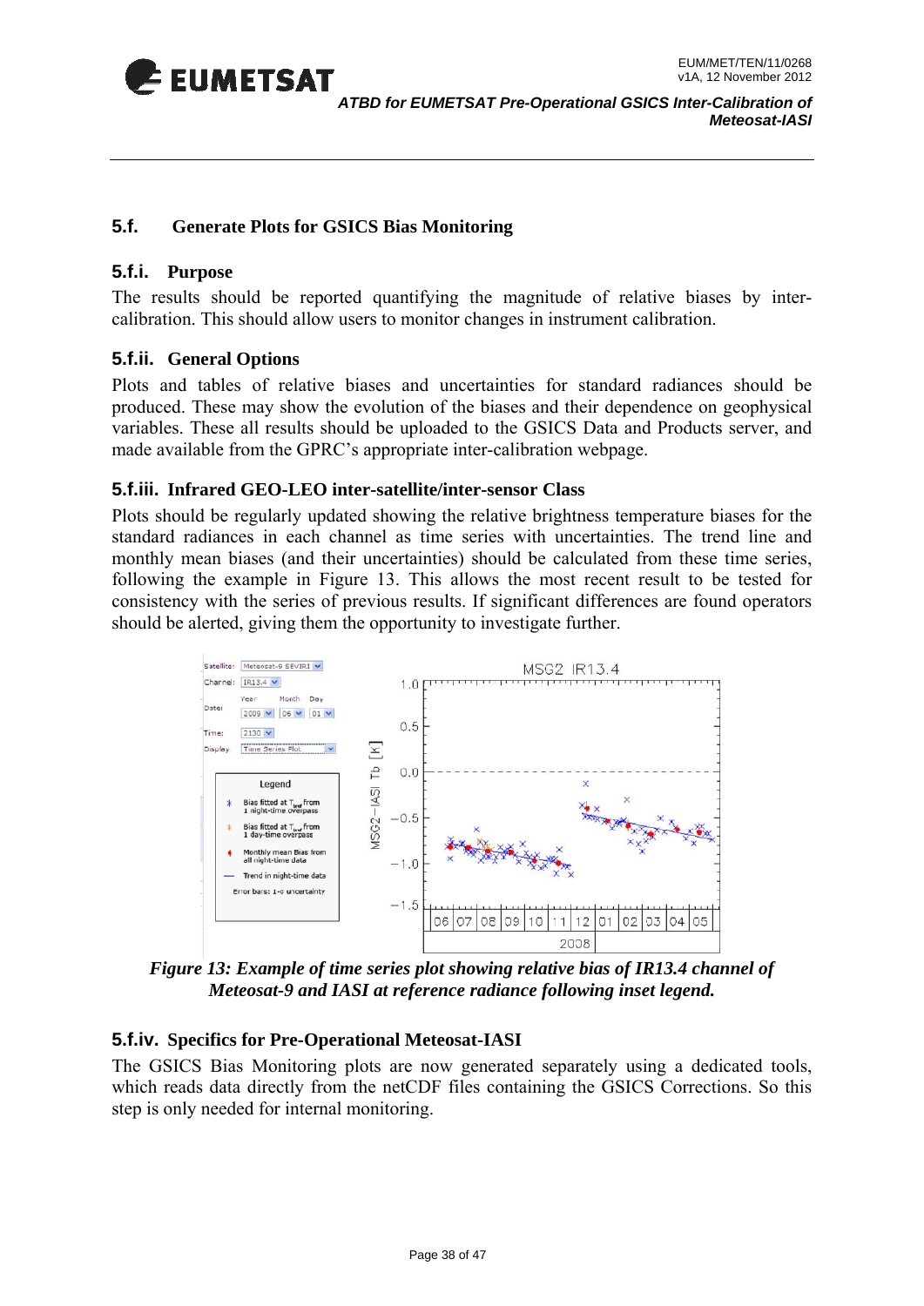## 5.f. Generate Plots for GSICS Bias Monitoring

### 5.f.i. Purpose

The results should be reported quantifying the magnitude of relative biases by inter-calibration. This should allow users to monitor changes in instrument calibration.

### 5.f.ii. General Options

Plots and tables of relative biases and uncertainties for standard radiances should be produced. These may show the evolution of the biases and their dependence on geophysical variables. These all results should be uploaded to the GSICS Data and Products server, and made available from the GPRC's appropriate inter-calibration webpage.

### 5.f.iii. Infrared GEO-LEO inter-satellite/inter-sensor Class

Plots should be regularly updated showing the relative brightness temperature biases for the standard radiances in each channel as time series with uncertainties. The trend line and monthly mean biases (and their uncertainties) should be calculated from these time series, following the example in Figure 13. This allows the most recent result to be tested for consistency with the series of previous results. If significant differences are found operators should be alerted, giving them the opportunity to investigate further.

*Figure 13: Example of time series plot showing relative bias of IR13.4 channel of Meteosat-9 and IASI at reference radiance following inset legend.*

### 5.f.iv. Specifics for Pre-Operational Meteosat-IASI

The GSICS Bias Monitoring plots are now generated separately using a dedicated tools, which reads data directly from the netCDF files containing the GSICS Corrections. So this step is only needed for internal monitoring.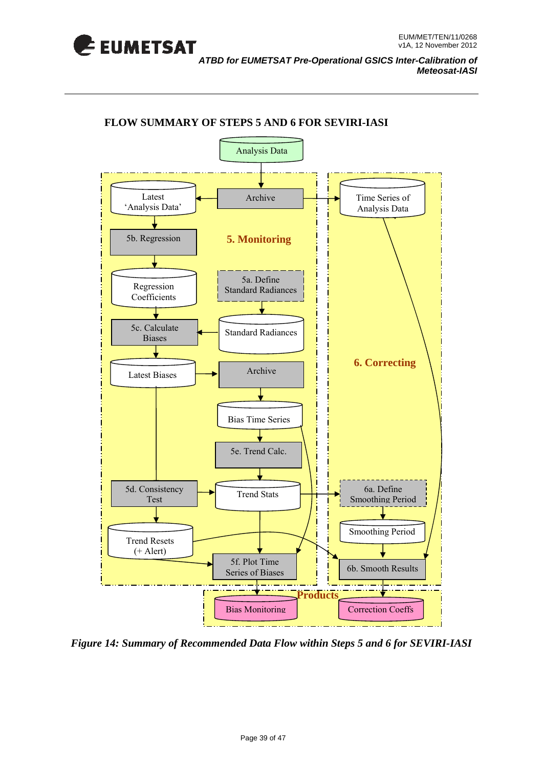**FLOW SUMMARY OF STEPS 5 AND 6 FOR SEVIRI-IASI**

*Figure 14: Summary of Recommended Data Flow within Steps 5 and 6 for SEVIRI-IASI*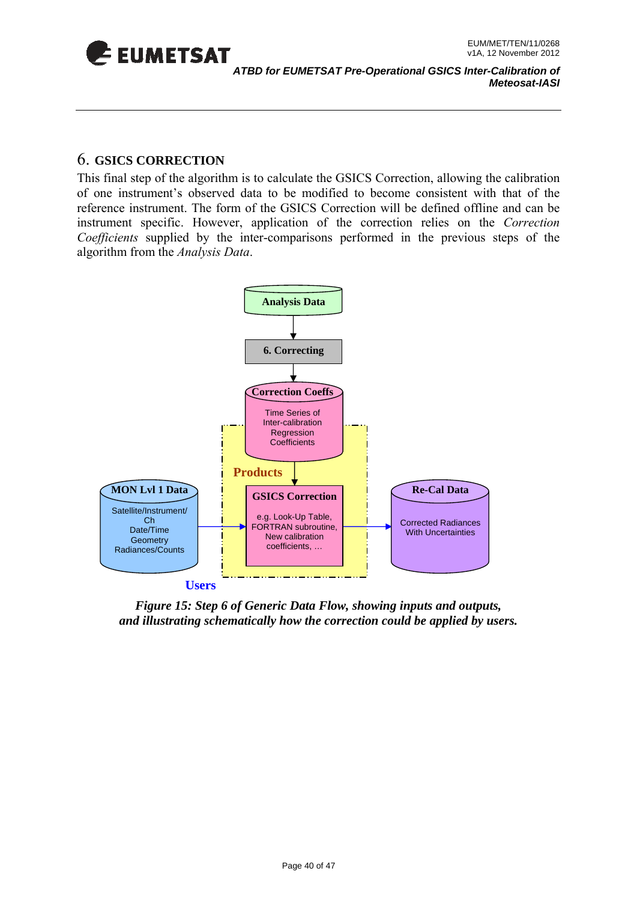## 6. GSICS CORRECTION

This final step of the algorithm is to calculate the GSICS Correction, allowing the calibration of one instrument's observed data to be modified to become consistent with that of the reference instrument. The form of the GSICS Correction will be defined offline and can be instrument specific. However, application of the correction relies on the *Correction Coefficients* supplied by the inter-comparisons performed in the previous steps of the algorithm from the *Analysis Data*.

Analysis Data

6. Correcting

Correction Coeffs

Time Series of Inter-calibration Regression Coefficients

Products

MON Lvl 1 Data

Satellite/Instrument/ Ch
Date/Time
Geometry
Radiances/Counts

GSICS Correction

e.g. Look-Up Table, FORTRAN subroutine, New calibration coefficients, …

Re-Cal Data

Corrected Radiances With Uncertainties

Users

***Figure 15: Step 6 of Generic Data Flow, showing inputs and outputs, and illustrating schematically how the correction could be applied by users.***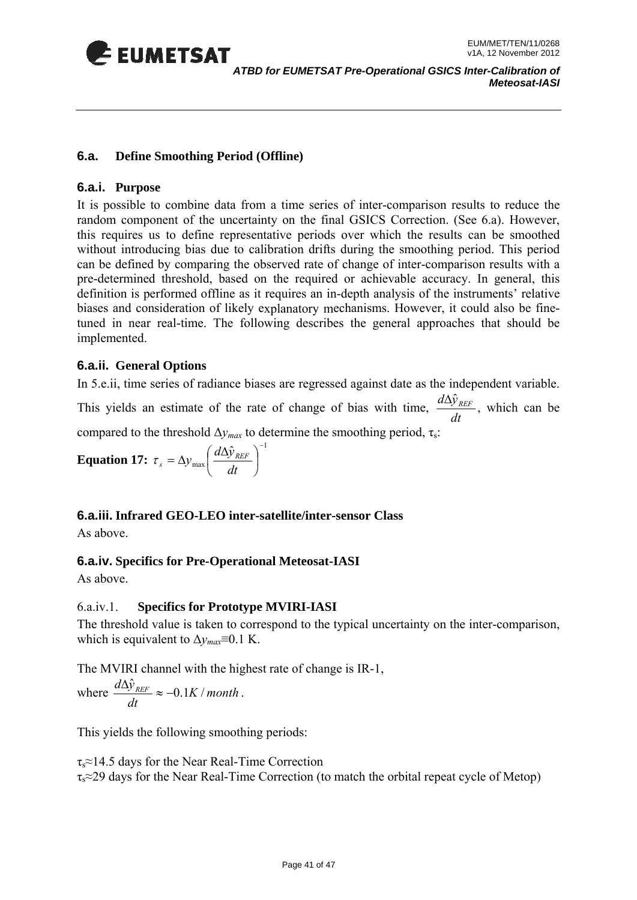## 6.a. Define Smoothing Period (Offline)

### 6.a.i. Purpose

It is possible to combine data from a time series of inter-comparison results to reduce the random component of the uncertainty on the final GSICS Correction. (See 6.a). However, this requires us to define representative periods over which the results can be smoothed without introducing bias due to calibration drifts during the smoothing period. This period can be defined by comparing the observed rate of change of inter-comparison results with a pre-determined threshold, based on the required or achievable accuracy. In general, this definition is performed offline as it requires an in-depth analysis of the instruments' relative biases and consideration of likely explanatory mechanisms. However, it could also be fine-tuned in near real-time. The following describes the general approaches that should be implemented.

### 6.a.ii. General Options

In 5.e.ii, time series of radiance biases are regressed against date as the independent variable. This yields an estimate of the rate of change of bias with time, $\frac{d\Delta\hat{y}_{REF}}{dt}$, which can be compared to the threshold $\Delta y_{max}$ to determine the smoothing period, $\tau_s$:

**Equation 17:** $\tau_s = \Delta y_{\max}\left(\frac{d\Delta\hat{y}_{REF}}{dt}\right)^{-1}$

### 6.a.iii. Infrared GEO-LEO inter-satellite/inter-sensor Class

As above.

### 6.a.iv. Specifics for Pre-Operational Meteosat-IASI

As above.

#### 6.a.iv.1. Specifics for Prototype MVIRI-IASI

The threshold value is taken to correspond to the typical uncertainty on the inter-comparison, which is equivalent to $\Delta y_{max} \equiv 0.1$ K.

The MVIRI channel with the highest rate of change is IR-1, where $\frac{d\Delta\hat{y}_{REF}}{dt} \approx -0.1K/month$.

This yields the following smoothing periods:

$\tau_s \approx 14.5$ days for the Near Real-Time Correction
$\tau_s \approx 29$ days for the Near Real-Time Correction (to match the orbital repeat cycle of Metop)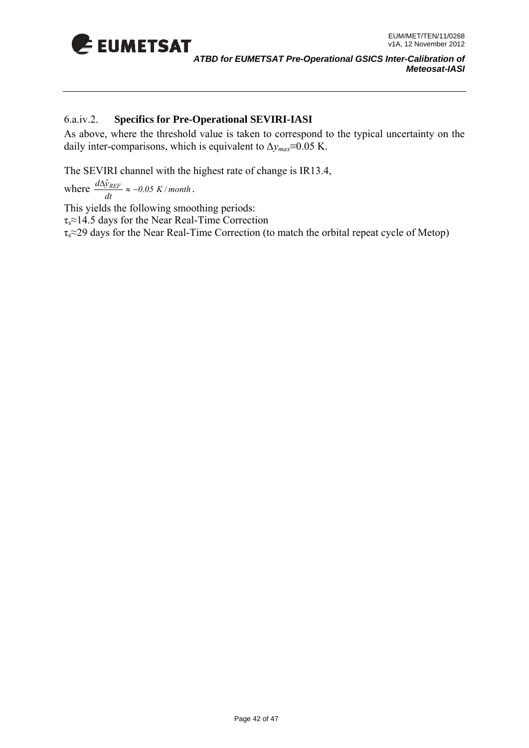#### 6.a.iv.2. **Specifics for Pre-Operational SEVIRI-IASI**

As above, where the threshold value is taken to correspond to the typical uncertainty on the daily inter-comparisons, which is equivalent to $\Delta y_{max} \equiv 0.05$ K.

The SEVIRI channel with the highest rate of change is IR13.4,

where $\frac{d\Delta\hat{y}_{REF}}{dt} \approx -0.05\ K/month$.

This yields the following smoothing periods:

$\tau_s \approx 14.5$ days for the Near Real-Time Correction

$\tau_s \approx 29$ days for the Near Real-Time Correction (to match the orbital repeat cycle of Metop)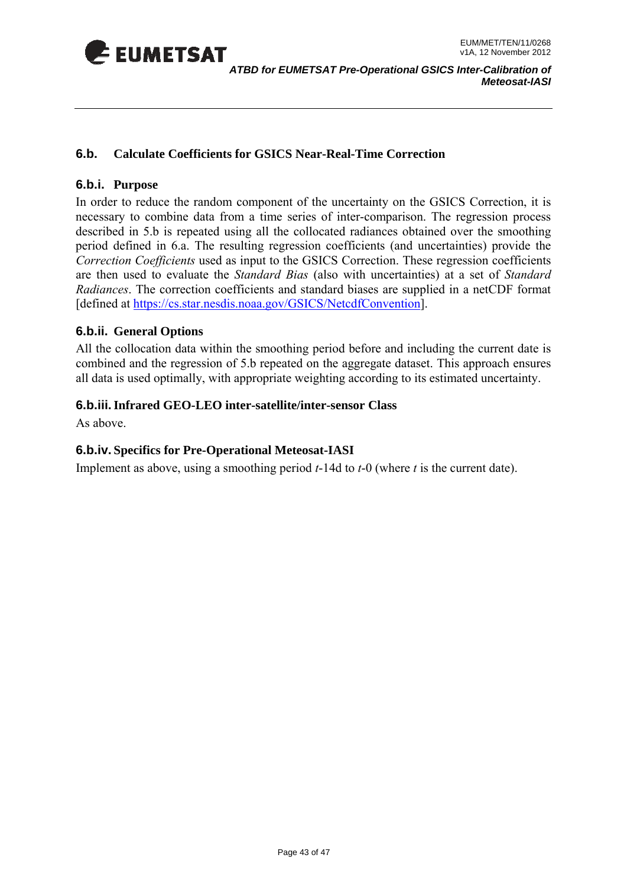## 6.b. Calculate Coefficients for GSICS Near-Real-Time Correction

### 6.b.i. Purpose

In order to reduce the random component of the uncertainty on the GSICS Correction, it is necessary to combine data from a time series of inter-comparison. The regression process described in 5.b is repeated using all the collocated radiances obtained over the smoothing period defined in 6.a. The resulting regression coefficients (and uncertainties) provide the *Correction Coefficients* used as input to the GSICS Correction. These regression coefficients are then used to evaluate the *Standard Bias* (also with uncertainties) at a set of *Standard Radiances*. The correction coefficients and standard biases are supplied in a netCDF format [defined at https://cs.star.nesdis.noaa.gov/GSICS/NetcdfConvention].

### 6.b.ii. General Options

All the collocation data within the smoothing period before and including the current date is combined and the regression of 5.b repeated on the aggregate dataset. This approach ensures all data is used optimally, with appropriate weighting according to its estimated uncertainty.

### 6.b.iii. Infrared GEO-LEO inter-satellite/inter-sensor Class

As above.

### 6.b.iv. Specifics for Pre-Operational Meteosat-IASI

Implement as above, using a smoothing period *t*-14d to *t*-0 (where *t* is the current date).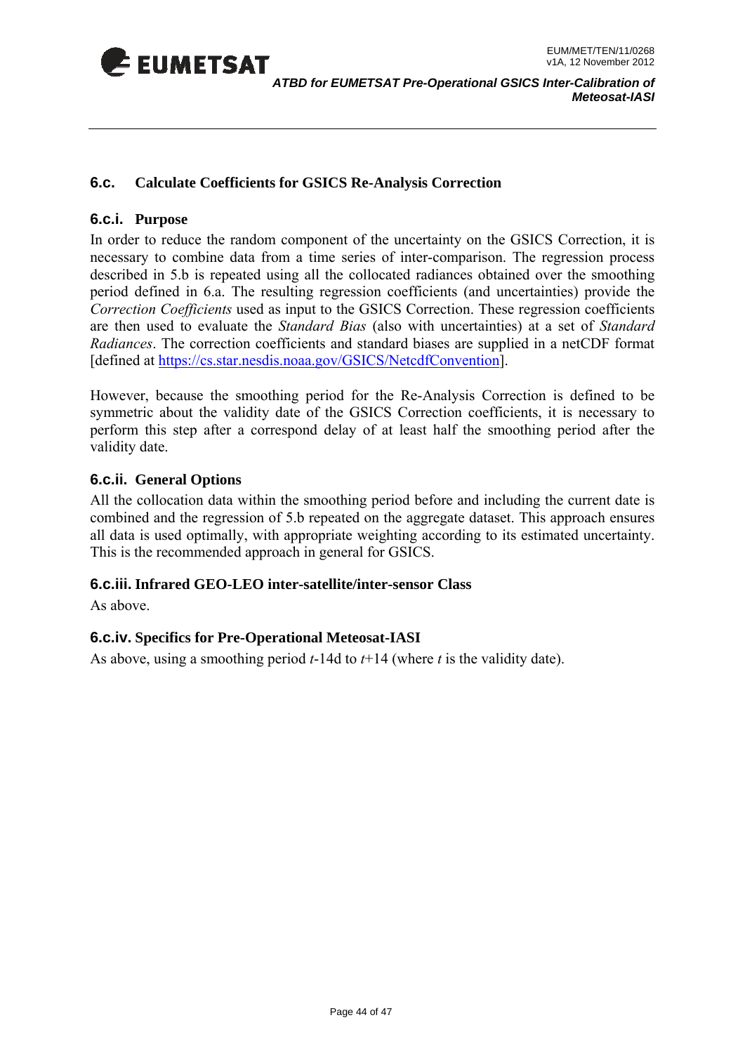## 6.c. Calculate Coefficients for GSICS Re-Analysis Correction

### 6.c.i. Purpose

In order to reduce the random component of the uncertainty on the GSICS Correction, it is necessary to combine data from a time series of inter-comparison. The regression process described in 5.b is repeated using all the collocated radiances obtained over the smoothing period defined in 6.a. The resulting regression coefficients (and uncertainties) provide the *Correction Coefficients* used as input to the GSICS Correction. These regression coefficients are then used to evaluate the *Standard Bias* (also with uncertainties) at a set of *Standard Radiances*. The correction coefficients and standard biases are supplied in a netCDF format [defined at https://cs.star.nesdis.noaa.gov/GSICS/NetcdfConvention].

However, because the smoothing period for the Re-Analysis Correction is defined to be symmetric about the validity date of the GSICS Correction coefficients, it is necessary to perform this step after a correspond delay of at least half the smoothing period after the validity date.

### 6.c.ii. General Options

All the collocation data within the smoothing period before and including the current date is combined and the regression of 5.b repeated on the aggregate dataset. This approach ensures all data is used optimally, with appropriate weighting according to its estimated uncertainty. This is the recommended approach in general for GSICS.

### 6.c.iii. Infrared GEO-LEO inter-satellite/inter-sensor Class

As above.

### 6.c.iv. Specifics for Pre-Operational Meteosat-IASI

As above, using a smoothing period $t$-14d to $t$+14 (where $t$ is the validity date).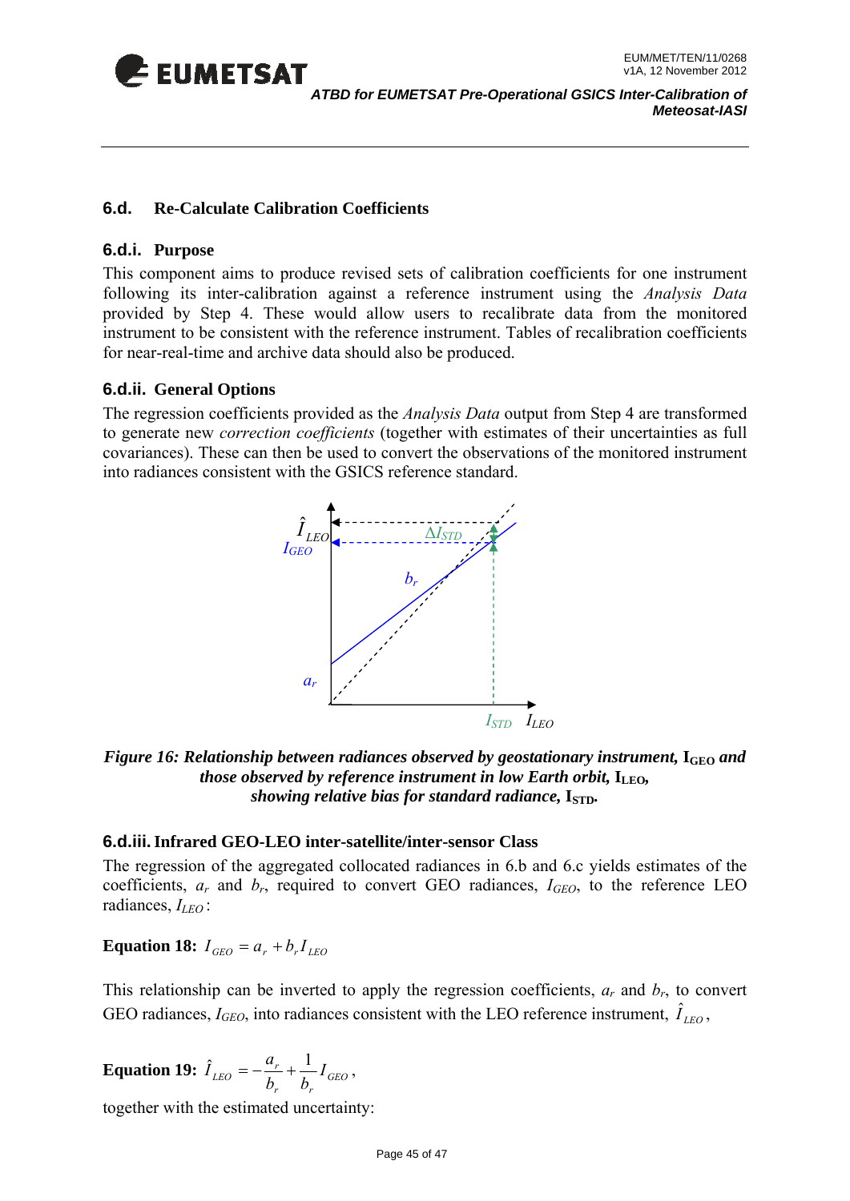## 6.d. Re-Calculate Calibration Coefficients

### 6.d.i. Purpose

This component aims to produce revised sets of calibration coefficients for one instrument following its inter-calibration against a reference instrument using the *Analysis Data* provided by Step 4. These would allow users to recalibrate data from the monitored instrument to be consistent with the reference instrument. Tables of recalibration coefficients for near-real-time and archive data should also be produced.

### 6.d.ii. General Options

The regression coefficients provided as the *Analysis Data* output from Step 4 are transformed to generate new *correction coefficients* (together with estimates of their uncertainties as full covariances). These can then be used to convert the observations of the monitored instrument into radiances consistent with the GSICS reference standard.

*Figure 16: Relationship between radiances observed by geostationary instrument,* $I_{GEO}$ *and those observed by reference instrument in low Earth orbit,* $I_{LEO}$*, showing relative bias for standard radiance,* $I_{STD}$*.*

### 6.d.iii. Infrared GEO-LEO inter-satellite/inter-sensor Class

The regression of the aggregated collocated radiances in 6.b and 6.c yields estimates of the coefficients, $a_r$ and $b_r$, required to convert GEO radiances, $I_{GEO}$, to the reference LEO radiances, $I_{LEO}$:

**Equation 18:** $I_{GEO} = a_r + b_r I_{LEO}$

This relationship can be inverted to apply the regression coefficients, $a_r$ and $b_r$, to convert GEO radiances, $I_{GEO}$, into radiances consistent with the LEO reference instrument, $\hat{I}_{LEO}$,

**Equation 19:** $\hat{I}_{LEO} = -\frac{a_r}{b_r} + \frac{1}{b_r} I_{GEO}$,

together with the estimated uncertainty: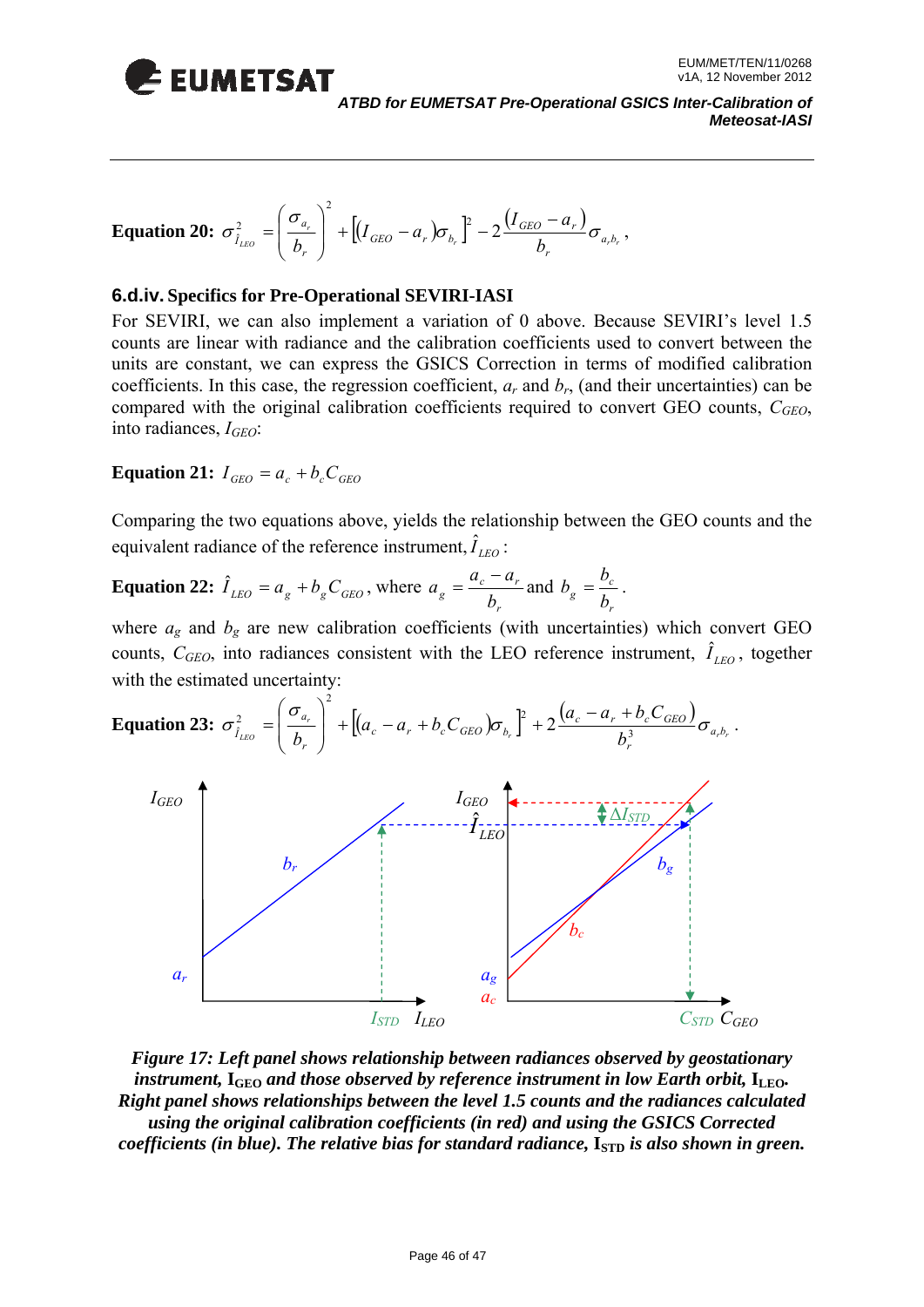**Equation 20:** $\sigma^2_{\hat{I}_{LEO}} = \left(\frac{\sigma_{a_r}}{b_r}\right)^2 + \left[(I_{GEO} - a_r)\sigma_{b_r}\right]^2 - 2\frac{(I_{GEO} - a_r)}{b_r}\sigma_{a_r b_r}$ ,

### 6.d.iv. Specifics for Pre-Operational SEVIRI-IASI

For SEVIRI, we can also implement a variation of 0 above. Because SEVIRI's level 1.5 counts are linear with radiance and the calibration coefficients used to convert between the units are constant, we can express the GSICS Correction in terms of modified calibration coefficients. In this case, the regression coefficient, $a_r$ and $b_r$, (and their uncertainties) can be compared with the original calibration coefficients required to convert GEO counts, $C_{GEO}$, into radiances, $I_{GEO}$:

**Equation 21:** $I_{GEO} = a_c + b_c C_{GEO}$

Comparing the two equations above, yields the relationship between the GEO counts and the equivalent radiance of the reference instrument, $\hat{I}_{LEO}$ :

**Equation 22:** $\hat{I}_{LEO} = a_g + b_g C_{GEO}$, where $a_g = \frac{a_c - a_r}{b_r}$ and $b_g = \frac{b_c}{b_r}$.

where $a_g$ and $b_g$ are new calibration coefficients (with uncertainties) which convert GEO counts, $C_{GEO}$, into radiances consistent with the LEO reference instrument, $\hat{I}_{LEO}$, together with the estimated uncertainty:

**Equation 23:** $\sigma^2_{\hat{I}_{LEO}} = \left(\frac{\sigma_{a_r}}{b_r}\right)^2 + \left[(a_c - a_r + b_c C_{GEO})\sigma_{b_r}\right]^2 + 2\frac{(a_c - a_r + b_c C_{GEO})}{b_r^3}\sigma_{a_r b_r}$ .

*Figure 17: Left panel shows relationship between radiances observed by geostationary instrument, $I_{GEO}$ and those observed by reference instrument in low Earth orbit, $I_{LEO}$. Right panel shows relationships between the level 1.5 counts and the radiances calculated using the original calibration coefficients (in red) and using the GSICS Corrected coefficients (in blue). The relative bias for standard radiance, $I_{STD}$ is also shown in green.*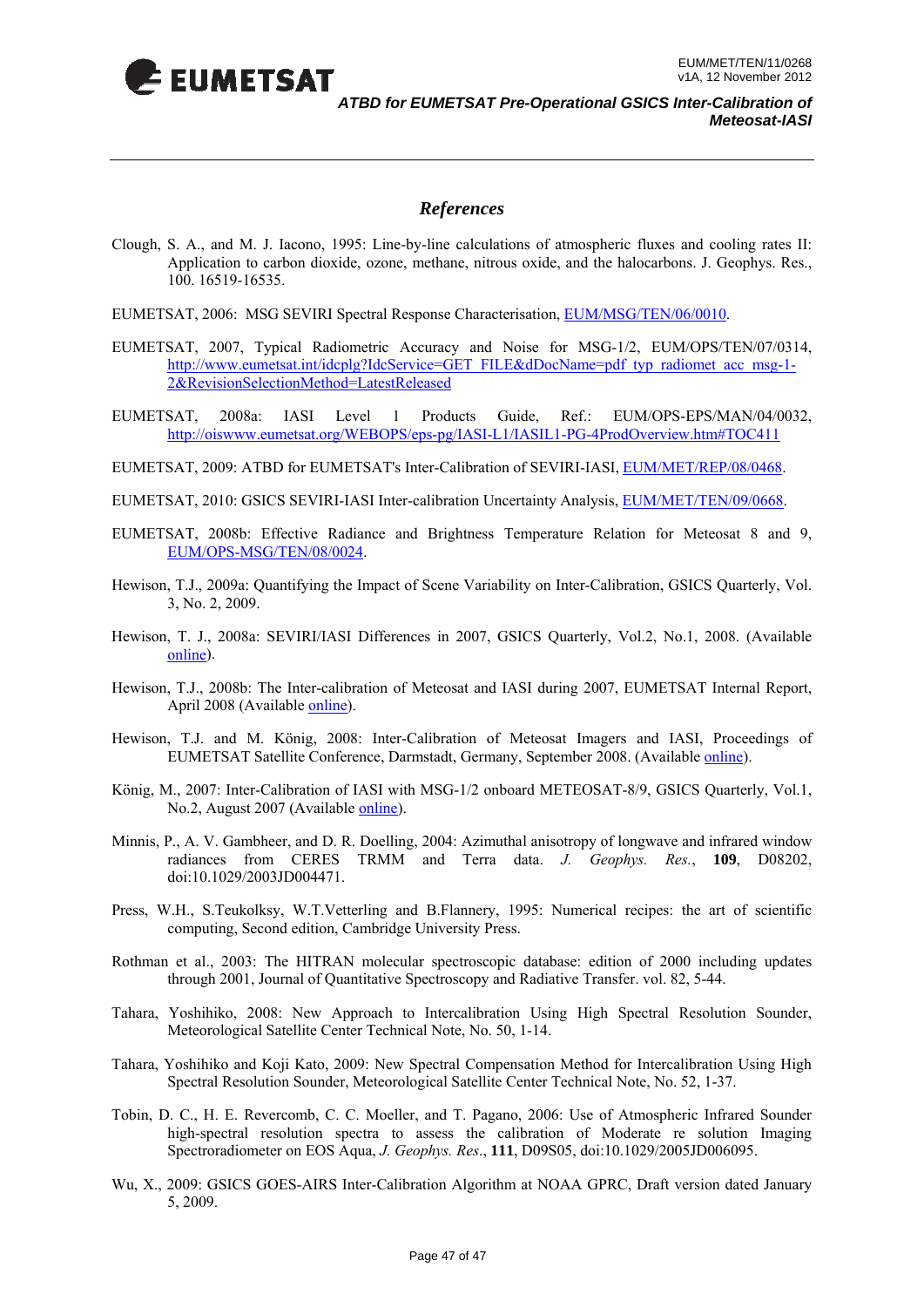# *References*

Clough, S. A., and M. J. Iacono, 1995: Line-by-line calculations of atmospheric fluxes and cooling rates II: Application to carbon dioxide, ozone, methane, nitrous oxide, and the halocarbons. J. Geophys. Res., 100. 16519-16535.

EUMETSAT, 2006: MSG SEVIRI Spectral Response Characterisation, EUM/MSG/TEN/06/0010.

EUMETSAT, 2007, Typical Radiometric Accuracy and Noise for MSG-1/2, EUM/OPS/TEN/07/0314, http://www.eumetsat.int/idcplg?IdcService=GET_FILE&dDocName=pdf_typ_radiomet_acc_msg-1-2&RevisionSelectionMethod=LatestReleased

EUMETSAT, 2008a: IASI Level 1 Products Guide, Ref.: EUM/OPS-EPS/MAN/04/0032, http://oiswww.eumetsat.org/WEBOPS/eps-pg/IASI-L1/IASIL1-PG-4ProdOverview.htm#TOC411

EUMETSAT, 2009: ATBD for EUMETSAT's Inter-Calibration of SEVIRI-IASI, EUM/MET/REP/08/0468.

EUMETSAT, 2010: GSICS SEVIRI-IASI Inter-calibration Uncertainty Analysis, EUM/MET/TEN/09/0668.

EUMETSAT, 2008b: Effective Radiance and Brightness Temperature Relation for Meteosat 8 and 9, EUM/OPS-MSG/TEN/08/0024.

Hewison, T.J., 2009a: Quantifying the Impact of Scene Variability on Inter-Calibration, GSICS Quarterly, Vol. 3, No. 2, 2009.

Hewison, T. J., 2008a: SEVIRI/IASI Differences in 2007, GSICS Quarterly, Vol.2, No.1, 2008. (Available online).

Hewison, T.J., 2008b: The Inter-calibration of Meteosat and IASI during 2007, EUMETSAT Internal Report, April 2008 (Available online).

Hewison, T.J. and M. König, 2008: Inter-Calibration of Meteosat Imagers and IASI, Proceedings of EUMETSAT Satellite Conference, Darmstadt, Germany, September 2008. (Available online).

König, M., 2007: Inter-Calibration of IASI with MSG-1/2 onboard METEOSAT-8/9, GSICS Quarterly, Vol.1, No.2, August 2007 (Available online).

Minnis, P., A. V. Gambheer, and D. R. Doelling, 2004: Azimuthal anisotropy of longwave and infrared window radiances from CERES TRMM and Terra data. *J. Geophys. Res.*, **109**, D08202, doi:10.1029/2003JD004471.

Press, W.H., S.Teukolksy, W.T.Vetterling and B.Flannery, 1995: Numerical recipes: the art of scientific computing, Second edition, Cambridge University Press.

Rothman et al., 2003: The HITRAN molecular spectroscopic database: edition of 2000 including updates through 2001, Journal of Quantitative Spectroscopy and Radiative Transfer. vol. 82, 5-44.

Tahara, Yoshihiko, 2008: New Approach to Intercalibration Using High Spectral Resolution Sounder, Meteorological Satellite Center Technical Note, No. 50, 1-14.

Tahara, Yoshihiko and Koji Kato, 2009: New Spectral Compensation Method for Intercalibration Using High Spectral Resolution Sounder, Meteorological Satellite Center Technical Note, No. 52, 1-37.

Tobin, D. C., H. E. Revercomb, C. C. Moeller, and T. Pagano, 2006: Use of Atmospheric Infrared Sounder high-spectral resolution spectra to assess the calibration of Moderate re solution Imaging Spectroradiometer on EOS Aqua, *J. Geophys. Res*., **111**, D09S05, doi:10.1029/2005JD006095.

Wu, X., 2009: GSICS GOES-AIRS Inter-Calibration Algorithm at NOAA GPRC, Draft version dated January 5, 2009.